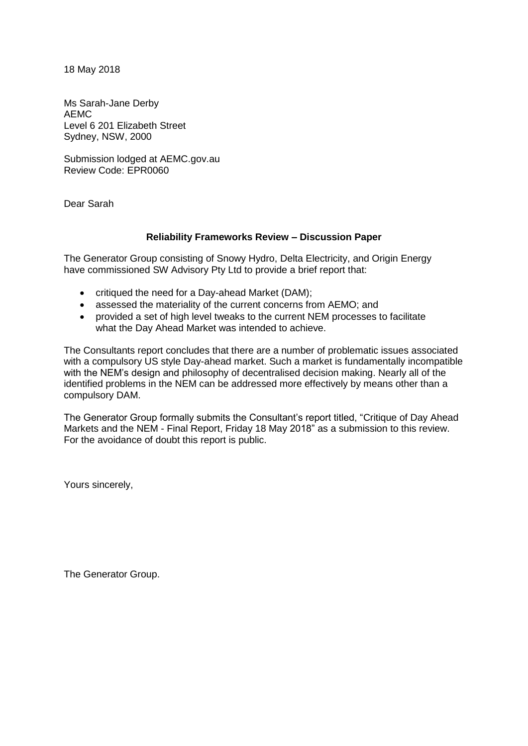18 May 2018

Ms Sarah-Jane Derby
AEMC
Level 6 201 Elizabeth Street
Sydney, NSW, 2000

Submission lodged at AEMC.gov.au
Review Code: EPR0060

Dear Sarah

**Reliability Frameworks Review – Discussion Paper**

The Generator Group consisting of Snowy Hydro, Delta Electricity, and Origin Energy have commissioned SW Advisory Pty Ltd to provide a brief report that:

- critiqued the need for a Day-ahead Market (DAM);
- assessed the materiality of the current concerns from AEMO; and
- provided a set of high level tweaks to the current NEM processes to facilitate what the Day Ahead Market was intended to achieve.

The Consultants report concludes that there are a number of problematic issues associated with a compulsory US style Day-ahead market. Such a market is fundamentally incompatible with the NEM's design and philosophy of decentralised decision making. Nearly all of the identified problems in the NEM can be addressed more effectively by means other than a compulsory DAM.

The Generator Group formally submits the Consultant's report titled, "Critique of Day Ahead Markets and the NEM - Final Report, Friday 18 May 2018" as a submission to this review. For the avoidance of doubt this report is public.

Yours sincerely,

The Generator Group.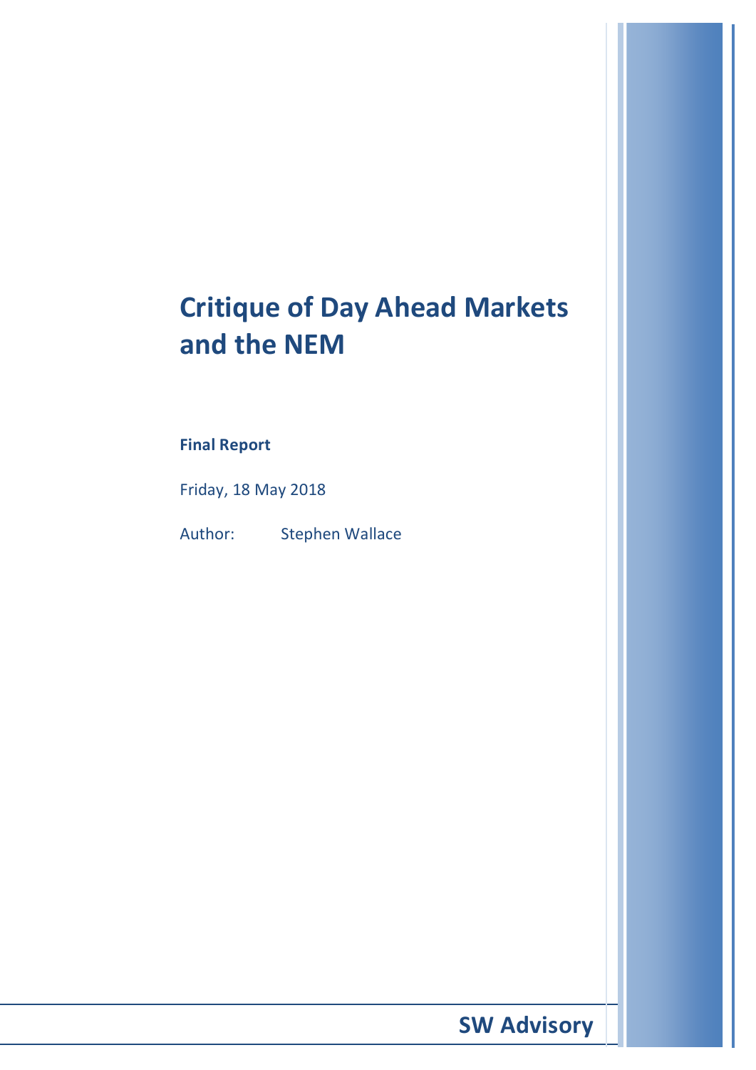# Critique of Day Ahead Markets and the NEM

**Final Report**

Friday, 18 May 2018

Author: Stephen Wallace

**SW Advisory**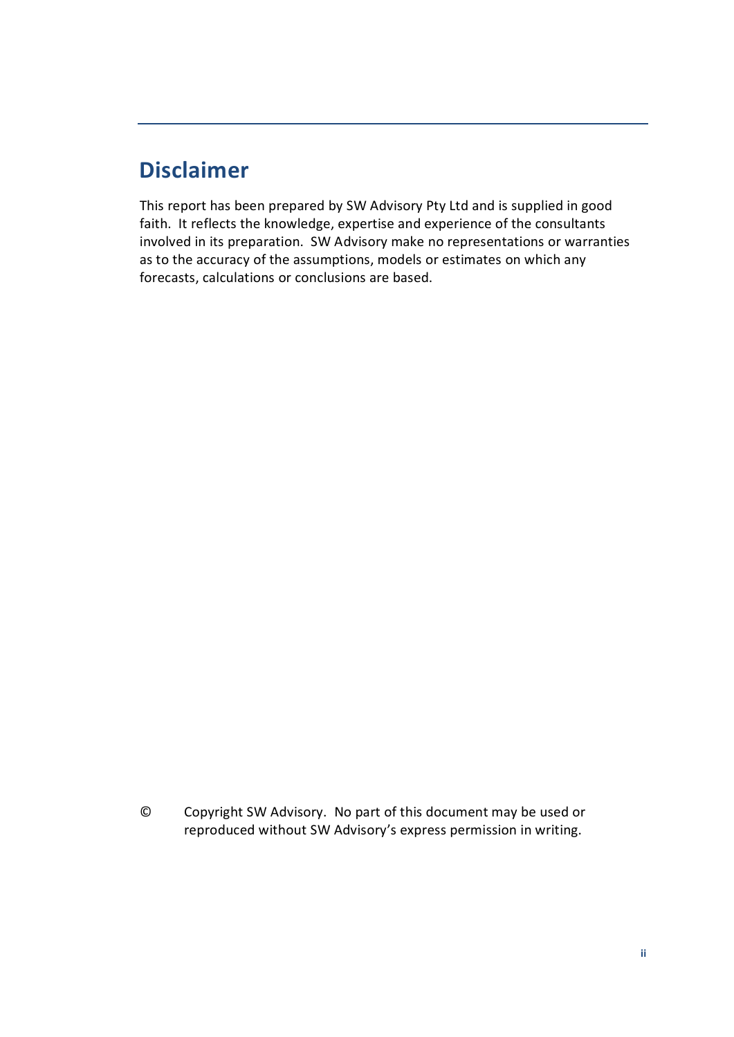# Disclaimer

This report has been prepared by SW Advisory Pty Ltd and is supplied in good faith. It reflects the knowledge, expertise and experience of the consultants involved in its preparation. SW Advisory make no representations or warranties as to the accuracy of the assumptions, models or estimates on which any forecasts, calculations or conclusions are based.

© Copyright SW Advisory. No part of this document may be used or reproduced without SW Advisory's express permission in writing.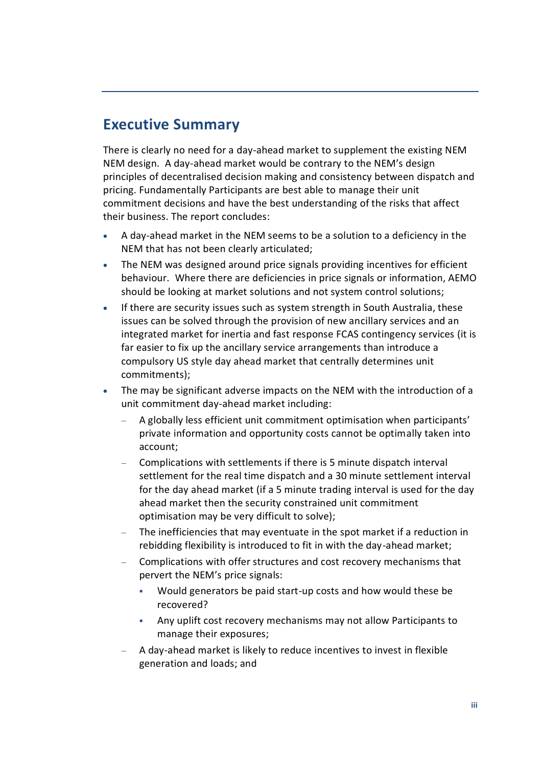## Executive Summary

There is clearly no need for a day-ahead market to supplement the existing NEM NEM design. A day-ahead market would be contrary to the NEM's design principles of decentralised decision making and consistency between dispatch and pricing. Fundamentally Participants are best able to manage their unit commitment decisions and have the best understanding of the risks that affect their business. The report concludes:

- A day-ahead market in the NEM seems to be a solution to a deficiency in the NEM that has not been clearly articulated;
- The NEM was designed around price signals providing incentives for efficient behaviour. Where there are deficiencies in price signals or information, AEMO should be looking at market solutions and not system control solutions;
- If there are security issues such as system strength in South Australia, these issues can be solved through the provision of new ancillary services and an integrated market for inertia and fast response FCAS contingency services (it is far easier to fix up the ancillary service arrangements than introduce a compulsory US style day ahead market that centrally determines unit commitments);
- The may be significant adverse impacts on the NEM with the introduction of a unit commitment day-ahead market including:
  - A globally less efficient unit commitment optimisation when participants' private information and opportunity costs cannot be optimally taken into account;
  - Complications with settlements if there is 5 minute dispatch interval settlement for the real time dispatch and a 30 minute settlement interval for the day ahead market (if a 5 minute trading interval is used for the day ahead market then the security constrained unit commitment optimisation may be very difficult to solve);
  - The inefficiencies that may eventuate in the spot market if a reduction in rebidding flexibility is introduced to fit in with the day-ahead market;
  - Complications with offer structures and cost recovery mechanisms that pervert the NEM's price signals:
    - Would generators be paid start-up costs and how would these be recovered?
    - Any uplift cost recovery mechanisms may not allow Participants to manage their exposures;
  - A day-ahead market is likely to reduce incentives to invest in flexible generation and loads; and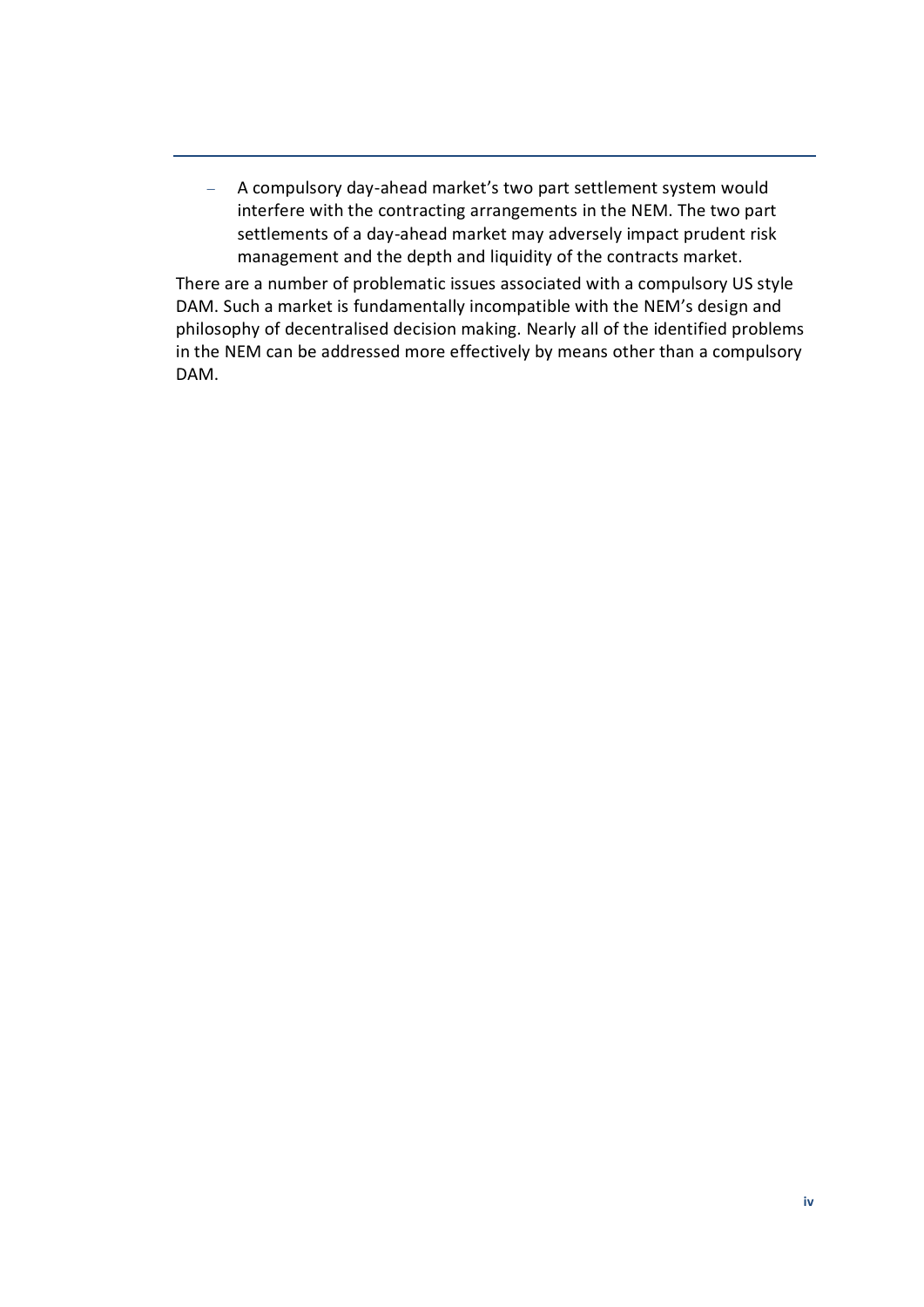- A compulsory day-ahead market's two part settlement system would interfere with the contracting arrangements in the NEM. The two part settlements of a day-ahead market may adversely impact prudent risk management and the depth and liquidity of the contracts market.

There are a number of problematic issues associated with a compulsory US style DAM. Such a market is fundamentally incompatible with the NEM's design and philosophy of decentralised decision making. Nearly all of the identified problems in the NEM can be addressed more effectively by means other than a compulsory DAM.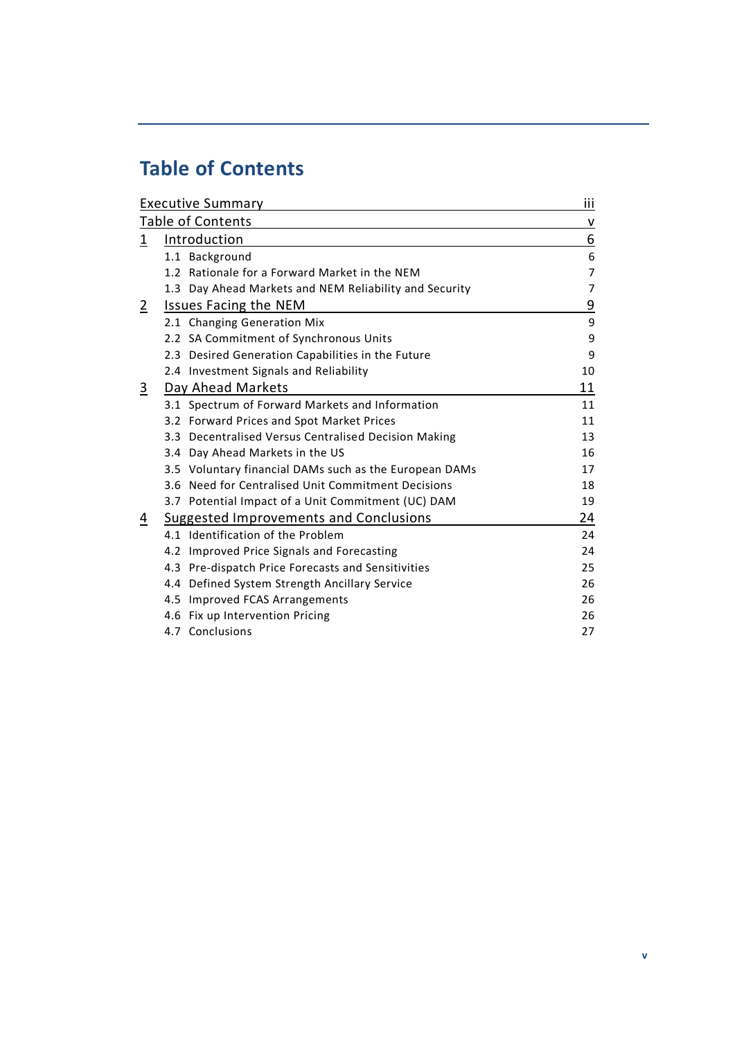# Table of Contents

| | | |
|---|---|---|
| Executive Summary | | iii |
| Table of Contents | | v |
| 1 | Introduction | 6 |
| | 1.1 Background | 6 |
| | 1.2 Rationale for a Forward Market in the NEM | 7 |
| | 1.3 Day Ahead Markets and NEM Reliability and Security | 7 |
| 2 | Issues Facing the NEM | 9 |
| | 2.1 Changing Generation Mix | 9 |
| | 2.2 SA Commitment of Synchronous Units | 9 |
| | 2.3 Desired Generation Capabilities in the Future | 9 |
| | 2.4 Investment Signals and Reliability | 10 |
| 3 | Day Ahead Markets | 11 |
| | 3.1 Spectrum of Forward Markets and Information | 11 |
| | 3.2 Forward Prices and Spot Market Prices | 11 |
| | 3.3 Decentralised Versus Centralised Decision Making | 13 |
| | 3.4 Day Ahead Markets in the US | 16 |
| | 3.5 Voluntary financial DAMs such as the European DAMs | 17 |
| | 3.6 Need for Centralised Unit Commitment Decisions | 18 |
| | 3.7 Potential Impact of a Unit Commitment (UC) DAM | 19 |
| 4 | Suggested Improvements and Conclusions | 24 |
| | 4.1 Identification of the Problem | 24 |
| | 4.2 Improved Price Signals and Forecasting | 24 |
| | 4.3 Pre-dispatch Price Forecasts and Sensitivities | 25 |
| | 4.4 Defined System Strength Ancillary Service | 26 |
| | 4.5 Improved FCAS Arrangements | 26 |
| | 4.6 Fix up Intervention Pricing | 26 |
| | 4.7 Conclusions | 27 |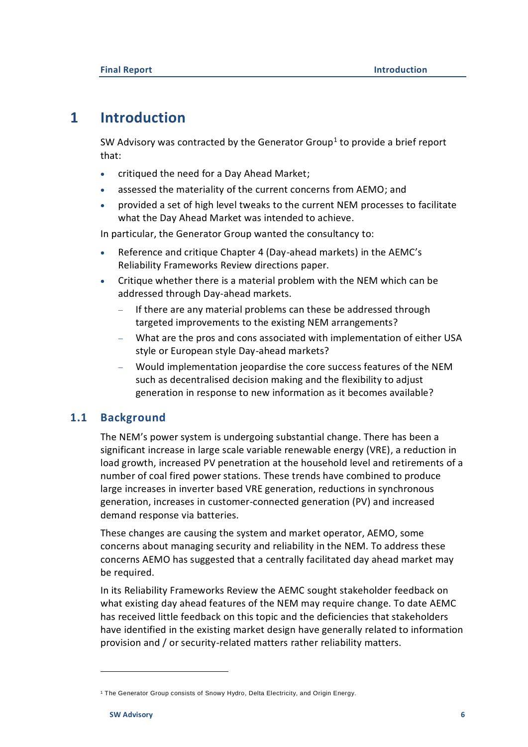# 1 Introduction

SW Advisory was contracted by the Generator Group[1] to provide a brief report that:

- critiqued the need for a Day Ahead Market;
- assessed the materiality of the current concerns from AEMO; and
- provided a set of high level tweaks to the current NEM processes to facilitate what the Day Ahead Market was intended to achieve.

In particular, the Generator Group wanted the consultancy to:

- Reference and critique Chapter 4 (Day-ahead markets) in the AEMC's Reliability Frameworks Review directions paper.
- Critique whether there is a material problem with the NEM which can be addressed through Day-ahead markets.
  - If there are any material problems can these be addressed through targeted improvements to the existing NEM arrangements?
  - What are the pros and cons associated with implementation of either USA style or European style Day-ahead markets?
  - Would implementation jeopardise the core success features of the NEM such as decentralised decision making and the flexibility to adjust generation in response to new information as it becomes available?

## 1.1 Background

The NEM's power system is undergoing substantial change. There has been a significant increase in large scale variable renewable energy (VRE), a reduction in load growth, increased PV penetration at the household level and retirements of a number of coal fired power stations. These trends have combined to produce large increases in inverter based VRE generation, reductions in synchronous generation, increases in customer-connected generation (PV) and increased demand response via batteries.

These changes are causing the system and market operator, AEMO, some concerns about managing security and reliability in the NEM. To address these concerns AEMO has suggested that a centrally facilitated day ahead market may be required.

In its Reliability Frameworks Review the AEMC sought stakeholder feedback on what existing day ahead features of the NEM may require change. To date AEMC has received little feedback on this topic and the deficiencies that stakeholders have identified in the existing market design have generally related to information provision and / or security-related matters rather reliability matters.

[1] The Generator Group consists of Snowy Hydro, Delta Electricity, and Origin Energy.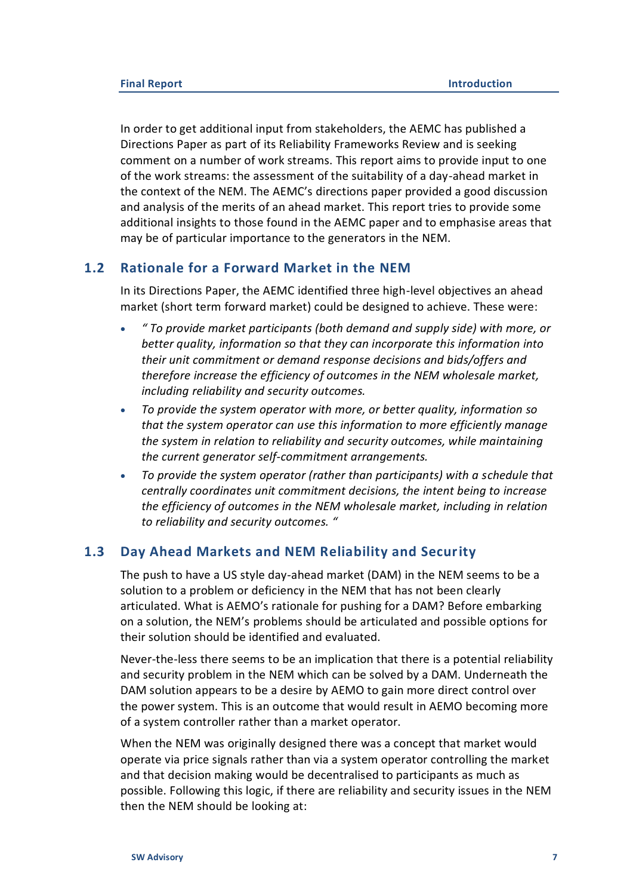In order to get additional input from stakeholders, the AEMC has published a Directions Paper as part of its Reliability Frameworks Review and is seeking comment on a number of work streams. This report aims to provide input to one of the work streams: the assessment of the suitability of a day-ahead market in the context of the NEM. The AEMC's directions paper provided a good discussion and analysis of the merits of an ahead market. This report tries to provide some additional insights to those found in the AEMC paper and to emphasise areas that may be of particular importance to the generators in the NEM.

## 1.2 Rationale for a Forward Market in the NEM

In its Directions Paper, the AEMC identified three high-level objectives an ahead market (short term forward market) could be designed to achieve. These were:

- *" To provide market participants (both demand and supply side) with more, or better quality, information so that they can incorporate this information into their unit commitment or demand response decisions and bids/offers and therefore increase the efficiency of outcomes in the NEM wholesale market, including reliability and security outcomes.*
- *To provide the system operator with more, or better quality, information so that the system operator can use this information to more efficiently manage the system in relation to reliability and security outcomes, while maintaining the current generator self-commitment arrangements.*
- *To provide the system operator (rather than participants) with a schedule that centrally coordinates unit commitment decisions, the intent being to increase the efficiency of outcomes in the NEM wholesale market, including in relation to reliability and security outcomes. "*

## 1.3 Day Ahead Markets and NEM Reliability and Security

The push to have a US style day-ahead market (DAM) in the NEM seems to be a solution to a problem or deficiency in the NEM that has not been clearly articulated. What is AEMO's rationale for pushing for a DAM? Before embarking on a solution, the NEM's problems should be articulated and possible options for their solution should be identified and evaluated.

Never-the-less there seems to be an implication that there is a potential reliability and security problem in the NEM which can be solved by a DAM. Underneath the DAM solution appears to be a desire by AEMO to gain more direct control over the power system. This is an outcome that would result in AEMO becoming more of a system controller rather than a market operator.

When the NEM was originally designed there was a concept that market would operate via price signals rather than via a system operator controlling the market and that decision making would be decentralised to participants as much as possible. Following this logic, if there are reliability and security issues in the NEM then the NEM should be looking at: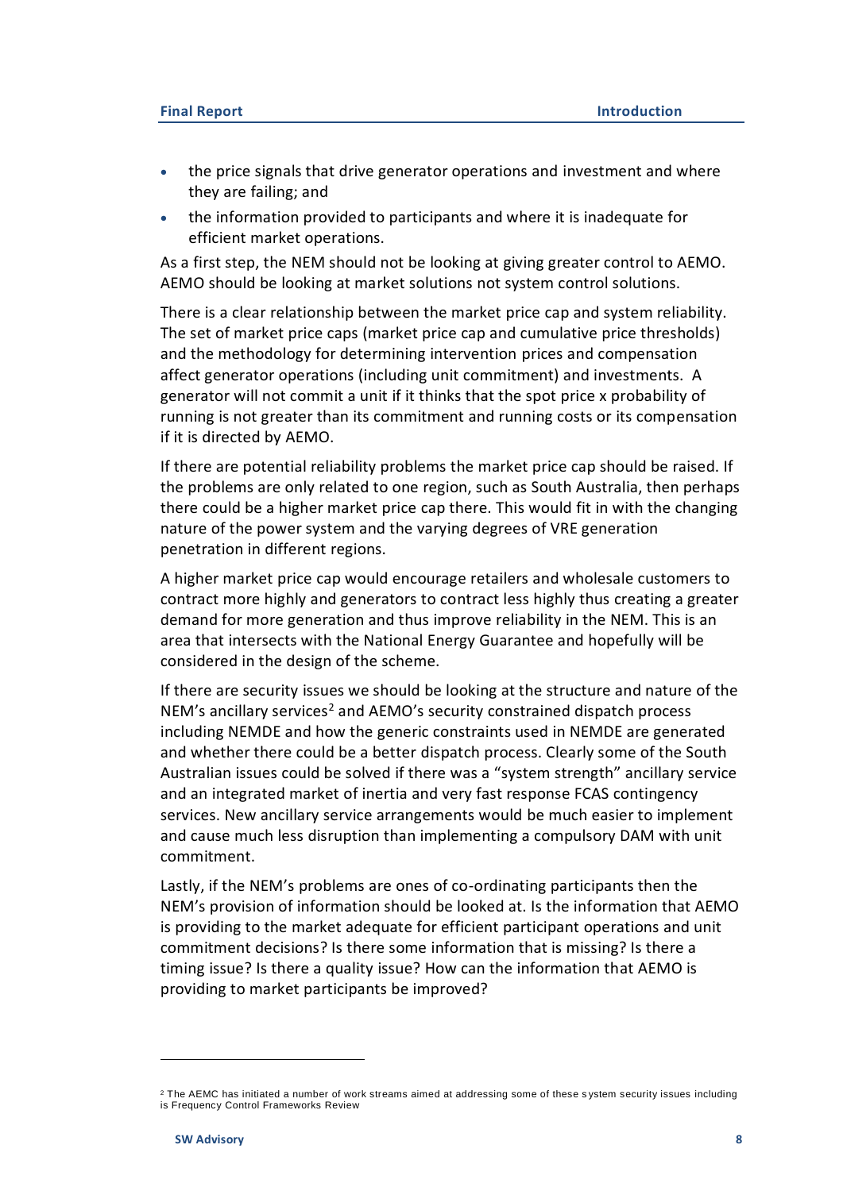- the price signals that drive generator operations and investment and where they are failing; and
- the information provided to participants and where it is inadequate for efficient market operations.

As a first step, the NEM should not be looking at giving greater control to AEMO. AEMO should be looking at market solutions not system control solutions.

There is a clear relationship between the market price cap and system reliability. The set of market price caps (market price cap and cumulative price thresholds) and the methodology for determining intervention prices and compensation affect generator operations (including unit commitment) and investments. A generator will not commit a unit if it thinks that the spot price x probability of running is not greater than its commitment and running costs or its compensation if it is directed by AEMO.

If there are potential reliability problems the market price cap should be raised. If the problems are only related to one region, such as South Australia, then perhaps there could be a higher market price cap there. This would fit in with the changing nature of the power system and the varying degrees of VRE generation penetration in different regions.

A higher market price cap would encourage retailers and wholesale customers to contract more highly and generators to contract less highly thus creating a greater demand for more generation and thus improve reliability in the NEM. This is an area that intersects with the National Energy Guarantee and hopefully will be considered in the design of the scheme.

If there are security issues we should be looking at the structure and nature of the NEM's ancillary services[2] and AEMO's security constrained dispatch process including NEMDE and how the generic constraints used in NEMDE are generated and whether there could be a better dispatch process. Clearly some of the South Australian issues could be solved if there was a "system strength" ancillary service and an integrated market of inertia and very fast response FCAS contingency services. New ancillary service arrangements would be much easier to implement and cause much less disruption than implementing a compulsory DAM with unit commitment.

Lastly, if the NEM's problems are ones of co-ordinating participants then the NEM's provision of information should be looked at. Is the information that AEMO is providing to the market adequate for efficient participant operations and unit commitment decisions? Is there some information that is missing? Is there a timing issue? Is there a quality issue? How can the information that AEMO is providing to market participants be improved?

[2] The AEMC has initiated a number of work streams aimed at addressing some of these system security issues including is Frequency Control Frameworks Review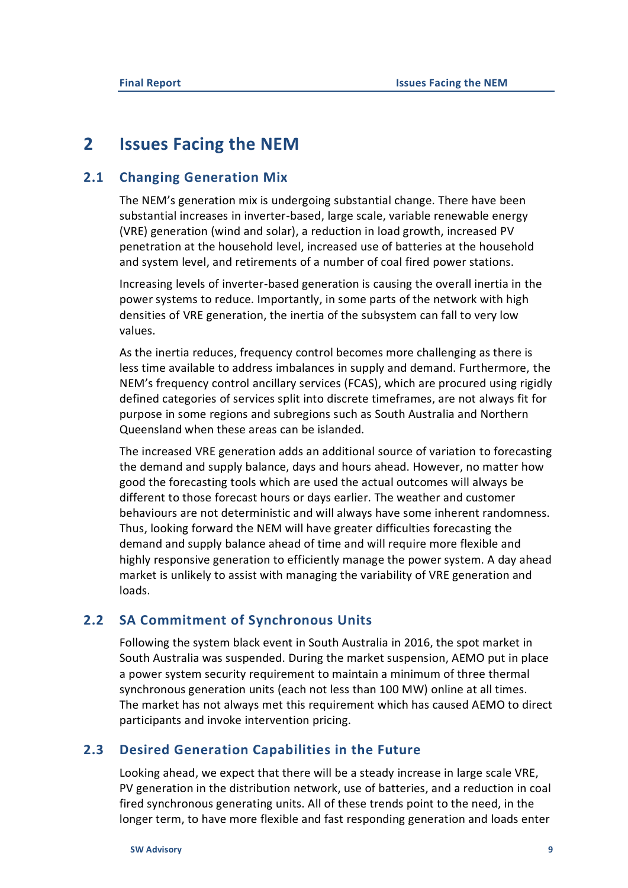# 2 Issues Facing the NEM

## 2.1 Changing Generation Mix

The NEM's generation mix is undergoing substantial change. There have been substantial increases in inverter-based, large scale, variable renewable energy (VRE) generation (wind and solar), a reduction in load growth, increased PV penetration at the household level, increased use of batteries at the household and system level, and retirements of a number of coal fired power stations.

Increasing levels of inverter-based generation is causing the overall inertia in the power systems to reduce. Importantly, in some parts of the network with high densities of VRE generation, the inertia of the subsystem can fall to very low values.

As the inertia reduces, frequency control becomes more challenging as there is less time available to address imbalances in supply and demand. Furthermore, the NEM's frequency control ancillary services (FCAS), which are procured using rigidly defined categories of services split into discrete timeframes, are not always fit for purpose in some regions and subregions such as South Australia and Northern Queensland when these areas can be islanded.

The increased VRE generation adds an additional source of variation to forecasting the demand and supply balance, days and hours ahead. However, no matter how good the forecasting tools which are used the actual outcomes will always be different to those forecast hours or days earlier. The weather and customer behaviours are not deterministic and will always have some inherent randomness. Thus, looking forward the NEM will have greater difficulties forecasting the demand and supply balance ahead of time and will require more flexible and highly responsive generation to efficiently manage the power system. A day ahead market is unlikely to assist with managing the variability of VRE generation and loads.

## 2.2 SA Commitment of Synchronous Units

Following the system black event in South Australia in 2016, the spot market in South Australia was suspended. During the market suspension, AEMO put in place a power system security requirement to maintain a minimum of three thermal synchronous generation units (each not less than 100 MW) online at all times. The market has not always met this requirement which has caused AEMO to direct participants and invoke intervention pricing.

## 2.3 Desired Generation Capabilities in the Future

Looking ahead, we expect that there will be a steady increase in large scale VRE, PV generation in the distribution network, use of batteries, and a reduction in coal fired synchronous generating units. All of these trends point to the need, in the longer term, to have more flexible and fast responding generation and loads enter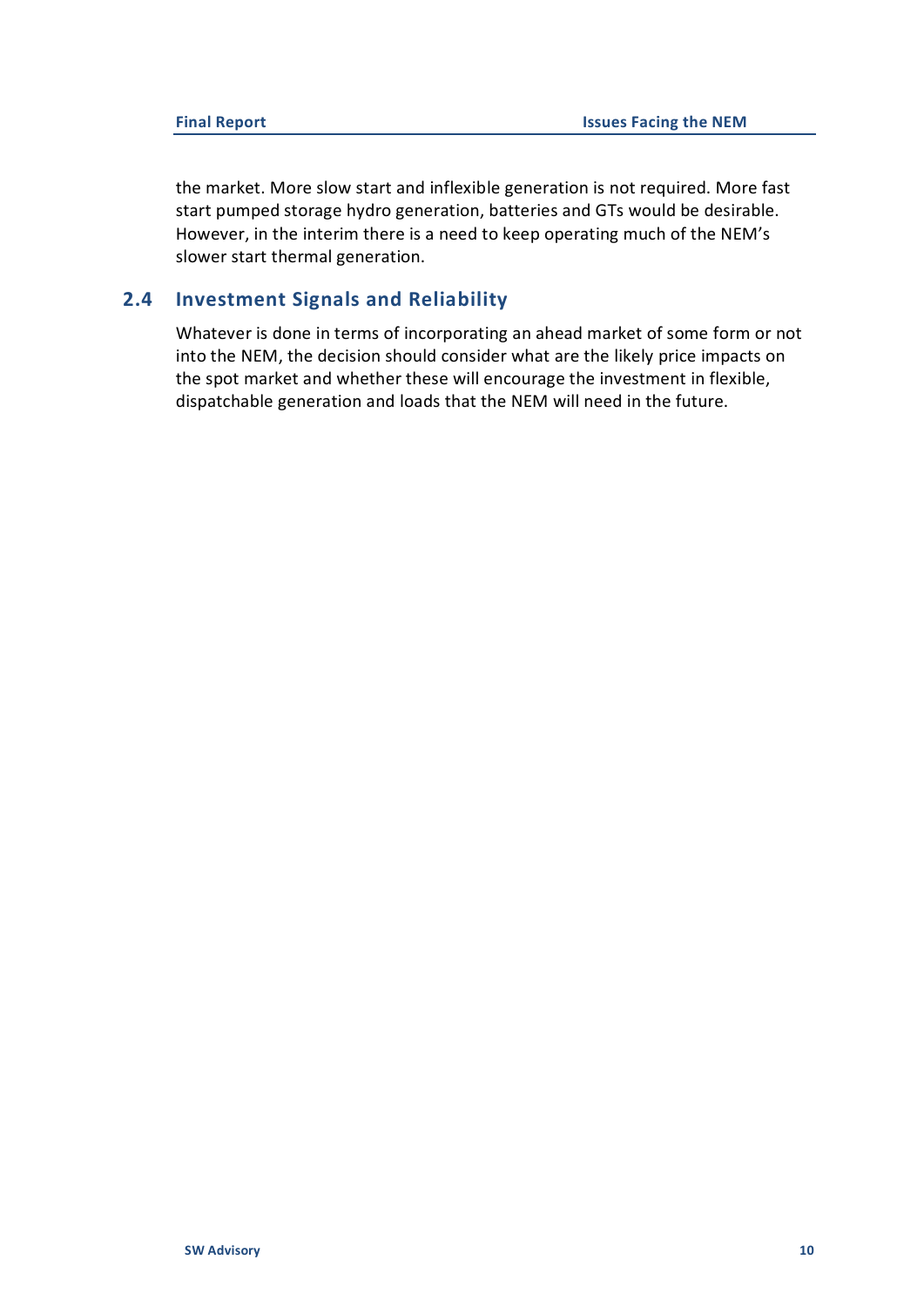the market. More slow start and inflexible generation is not required. More fast start pumped storage hydro generation, batteries and GTs would be desirable. However, in the interim there is a need to keep operating much of the NEM's slower start thermal generation.

## 2.4 Investment Signals and Reliability

Whatever is done in terms of incorporating an ahead market of some form or not into the NEM, the decision should consider what are the likely price impacts on the spot market and whether these will encourage the investment in flexible, dispatchable generation and loads that the NEM will need in the future.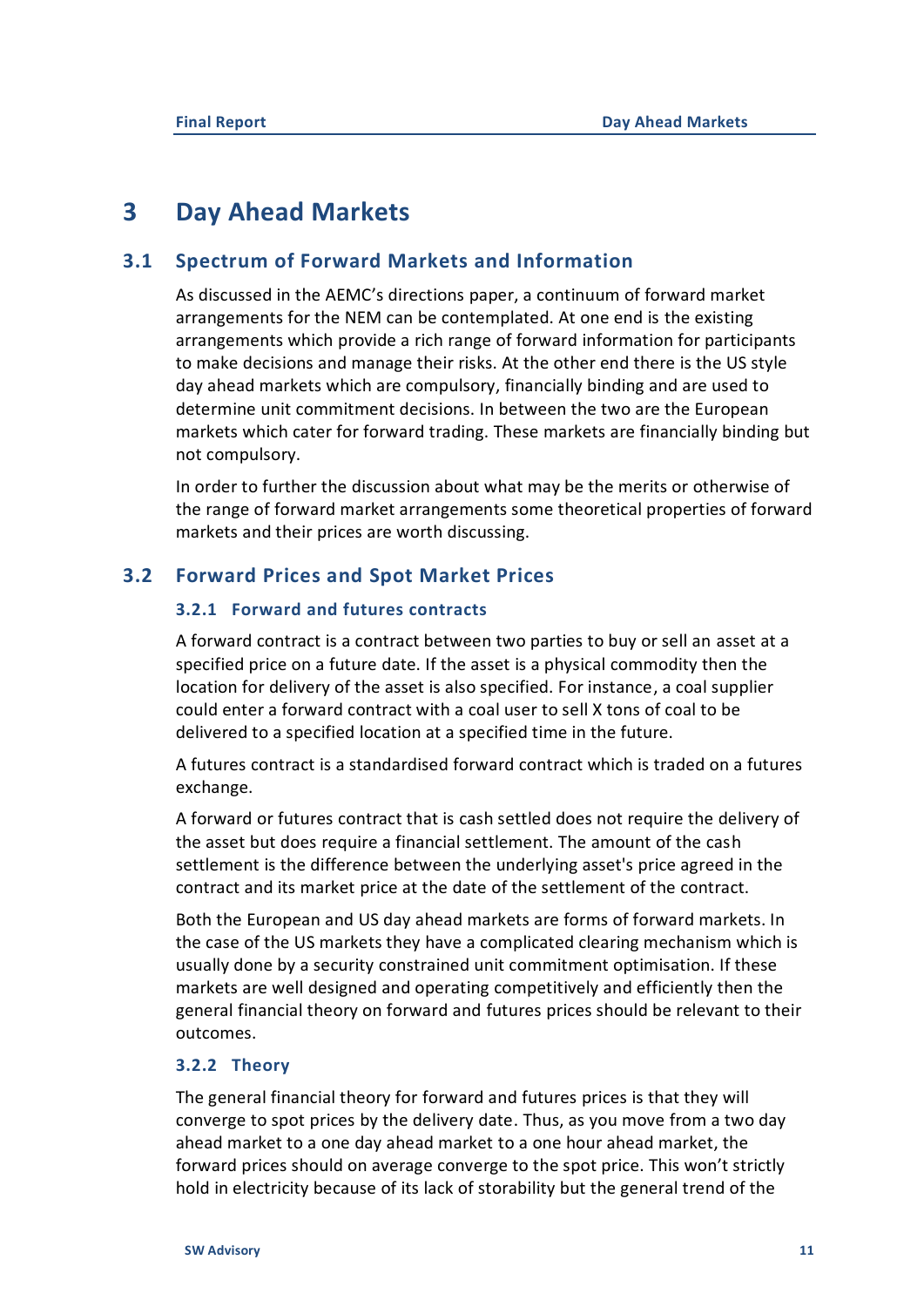# 3 Day Ahead Markets

## 3.1 Spectrum of Forward Markets and Information

As discussed in the AEMC's directions paper, a continuum of forward market arrangements for the NEM can be contemplated. At one end is the existing arrangements which provide a rich range of forward information for participants to make decisions and manage their risks. At the other end there is the US style day ahead markets which are compulsory, financially binding and are used to determine unit commitment decisions. In between the two are the European markets which cater for forward trading. These markets are financially binding but not compulsory.

In order to further the discussion about what may be the merits or otherwise of the range of forward market arrangements some theoretical properties of forward markets and their prices are worth discussing.

## 3.2 Forward Prices and Spot Market Prices

### 3.2.1 Forward and futures contracts

A forward contract is a contract between two parties to buy or sell an asset at a specified price on a future date. If the asset is a physical commodity then the location for delivery of the asset is also specified. For instance, a coal supplier could enter a forward contract with a coal user to sell X tons of coal to be delivered to a specified location at a specified time in the future.

A futures contract is a standardised forward contract which is traded on a futures exchange.

A forward or futures contract that is cash settled does not require the delivery of the asset but does require a financial settlement. The amount of the cash settlement is the difference between the underlying asset's price agreed in the contract and its market price at the date of the settlement of the contract.

Both the European and US day ahead markets are forms of forward markets. In the case of the US markets they have a complicated clearing mechanism which is usually done by a security constrained unit commitment optimisation. If these markets are well designed and operating competitively and efficiently then the general financial theory on forward and futures prices should be relevant to their outcomes.

### 3.2.2 Theory

The general financial theory for forward and futures prices is that they will converge to spot prices by the delivery date. Thus, as you move from a two day ahead market to a one day ahead market to a one hour ahead market, the forward prices should on average converge to the spot price. This won't strictly hold in electricity because of its lack of storability but the general trend of the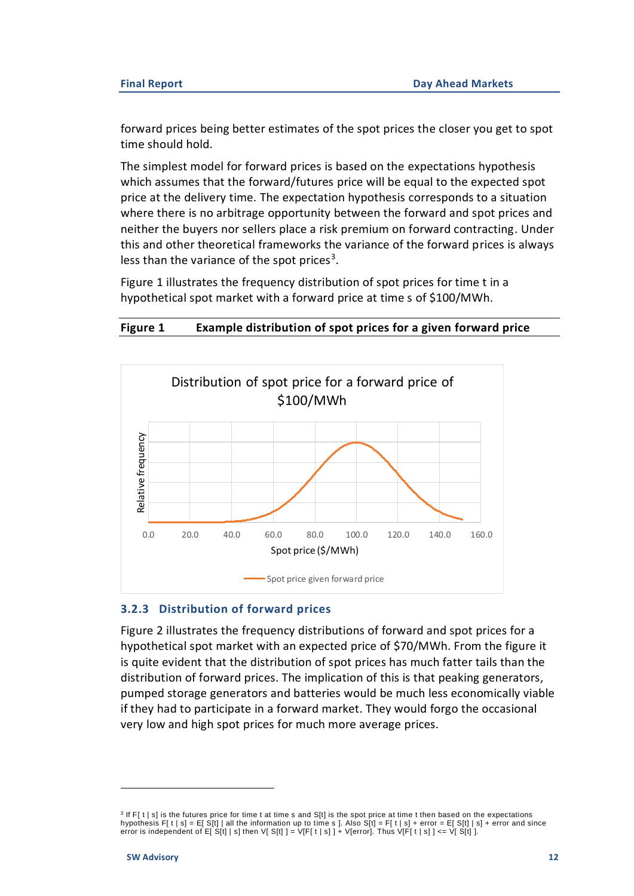forward prices being better estimates of the spot prices the closer you get to spot time should hold.

The simplest model for forward prices is based on the expectations hypothesis which assumes that the forward/futures price will be equal to the expected spot price at the delivery time. The expectation hypothesis corresponds to a situation where there is no arbitrage opportunity between the forward and spot prices and neither the buyers nor sellers place a risk premium on forward contracting. Under this and other theoretical frameworks the variance of the forward prices is always less than the variance of the spot prices[3].

Figure 1 illustrates the frequency distribution of spot prices for time t in a hypothetical spot market with a forward price at time s of \$100/MWh.

**Figure 1 Example distribution of spot prices for a given forward price**

### 3.2.3 Distribution of forward prices

Figure 2 illustrates the frequency distributions of forward and spot prices for a hypothetical spot market with an expected price of \$70/MWh. From the figure it is quite evident that the distribution of spot prices has much fatter tails than the distribution of forward prices. The implication of this is that peaking generators, pumped storage generators and batteries would be much less economically viable if they had to participate in a forward market. They would forgo the occasional very low and high spot prices for much more average prices.

---

[3] If F[ t | s] is the futures price for time t at time s and S[t] is the spot price at time t then based on the expectations hypothesis F[ t | s] = E[ S[t] | all the information up to time s ]. Also S[t] = F[ t | s] + error = E[ S[t] | s] + error and since error is independent of E[ S[t] | s] then V[ S[t] ] = V[F[ t | s] ] + V[error]. Thus V[F[ t | s] ] <= V[ S[t] ].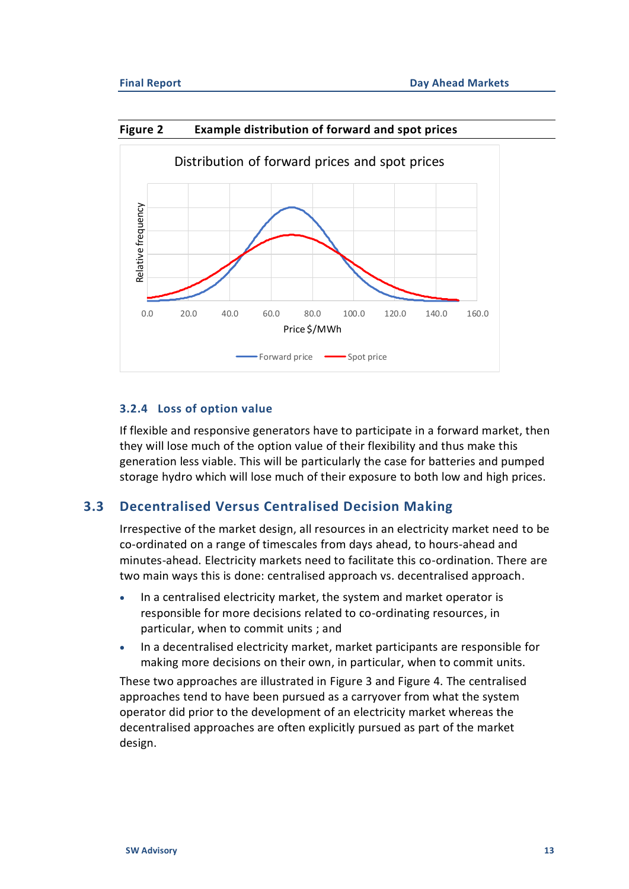**Figure 2 Example distribution of forward and spot prices**

### 3.2.4 Loss of option value

If flexible and responsive generators have to participate in a forward market, then they will lose much of the option value of their flexibility and thus make this generation less viable. This will be particularly the case for batteries and pumped storage hydro which will lose much of their exposure to both low and high prices.

## 3.3 Decentralised Versus Centralised Decision Making

Irrespective of the market design, all resources in an electricity market need to be co-ordinated on a range of timescales from days ahead, to hours-ahead and minutes-ahead. Electricity markets need to facilitate this co-ordination. There are two main ways this is done: centralised approach vs. decentralised approach.

- In a centralised electricity market, the system and market operator is responsible for more decisions related to co-ordinating resources, in particular, when to commit units ; and
- In a decentralised electricity market, market participants are responsible for making more decisions on their own, in particular, when to commit units.

These two approaches are illustrated in Figure 3 and Figure 4. The centralised approaches tend to have been pursued as a carryover from what the system operator did prior to the development of an electricity market whereas the decentralised approaches are often explicitly pursued as part of the market design.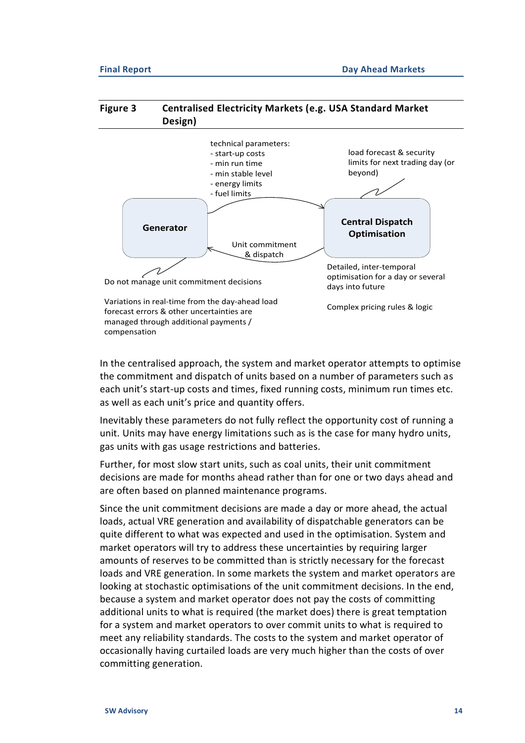**Figure 3 Centralised Electricity Markets (e.g. USA Standard Market Design)**

**Generator**

technical parameters:
- start-up costs
- min run time
- min stable level
- energy limits
- fuel limits

load forecast & security limits for next trading day (or beyond)

**Central Dispatch Optimisation**

Unit commitment & dispatch

Do not manage unit commitment decisions

Variations in real-time from the day-ahead load forecast errors & other uncertainties are managed through additional payments / compensation

Detailed, inter-temporal optimisation for a day or several days into future

Complex pricing rules & logic

In the centralised approach, the system and market operator attempts to optimise the commitment and dispatch of units based on a number of parameters such as each unit's start-up costs and times, fixed running costs, minimum run times etc. as well as each unit's price and quantity offers.

Inevitably these parameters do not fully reflect the opportunity cost of running a unit. Units may have energy limitations such as is the case for many hydro units, gas units with gas usage restrictions and batteries.

Further, for most slow start units, such as coal units, their unit commitment decisions are made for months ahead rather than for one or two days ahead and are often based on planned maintenance programs.

Since the unit commitment decisions are made a day or more ahead, the actual loads, actual VRE generation and availability of dispatchable generators can be quite different to what was expected and used in the optimisation. System and market operators will try to address these uncertainties by requiring larger amounts of reserves to be committed than is strictly necessary for the forecast loads and VRE generation. In some markets the system and market operators are looking at stochastic optimisations of the unit commitment decisions. In the end, because a system and market operator does not pay the costs of committing additional units to what is required (the market does) there is great temptation for a system and market operators to over commit units to what is required to meet any reliability standards. The costs to the system and market operator of occasionally having curtailed loads are very much higher than the costs of over committing generation.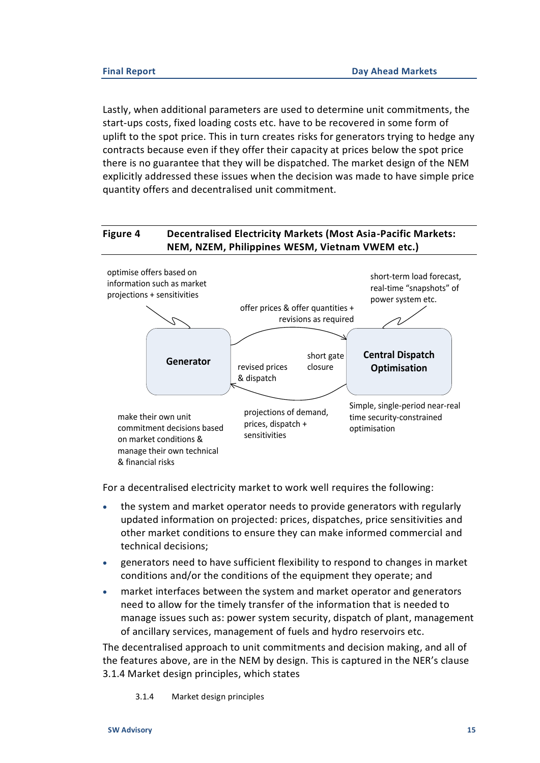Lastly, when additional parameters are used to determine unit commitments, the start-ups costs, fixed loading costs etc. have to be recovered in some form of uplift to the spot price. This in turn creates risks for generators trying to hedge any contracts because even if they offer their capacity at prices below the spot price there is no guarantee that they will be dispatched. The market design of the NEM explicitly addressed these issues when the decision was made to have simple price quantity offers and decentralised unit commitment.

**Figure 4 Decentralised Electricity Markets (Most Asia-Pacific Markets: NEM, NZEM, Philippines WESM, Vietnam VWEM etc.)**

optimise offers based on information such as market projections + sensitivities

short-term load forecast, real-time "snapshots" of power system etc.

offer prices & offer quantities + revisions as required

**Generator**

revised prices & dispatch

short gate closure

**Central Dispatch Optimisation**

make their own unit commitment decisions based on market conditions & manage their own technical & financial risks

projections of demand, prices, dispatch + sensitivities

Simple, single-period near-real time security-constrained optimisation

For a decentralised electricity market to work well requires the following:

- the system and market operator needs to provide generators with regularly updated information on projected: prices, dispatches, price sensitivities and other market conditions to ensure they can make informed commercial and technical decisions;
- generators need to have sufficient flexibility to respond to changes in market conditions and/or the conditions of the equipment they operate; and
- market interfaces between the system and market operator and generators need to allow for the timely transfer of the information that is needed to manage issues such as: power system security, dispatch of plant, management of ancillary services, management of fuels and hydro reservoirs etc.

The decentralised approach to unit commitments and decision making, and all of the features above, are in the NEM by design. This is captured in the NER's clause 3.1.4 Market design principles, which states

3.1.4 Market design principles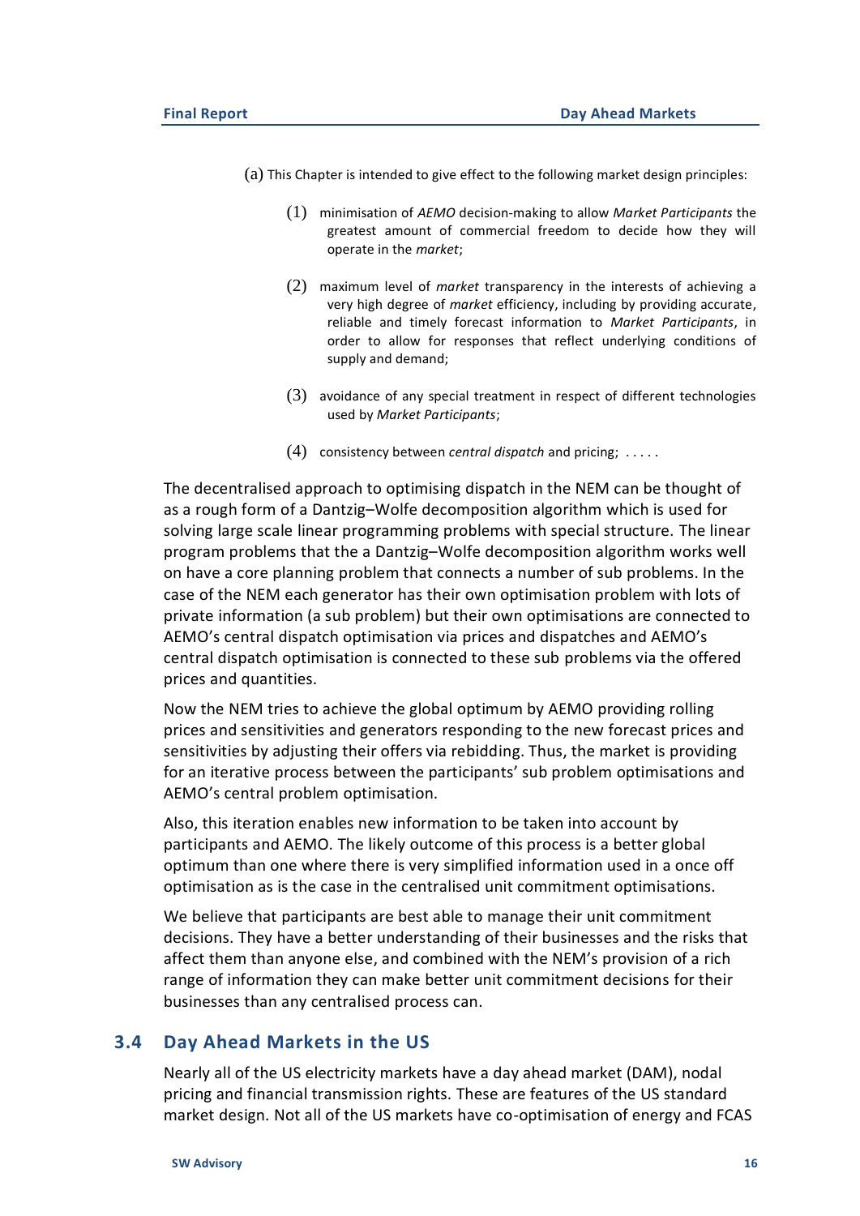(a) This Chapter is intended to give effect to the following market design principles:

> (1) minimisation of *AEMO* decision-making to allow *Market Participants* the greatest amount of commercial freedom to decide how they will operate in the *market*;
>
> (2) maximum level of *market* transparency in the interests of achieving a very high degree of *market* efficiency, including by providing accurate, reliable and timely forecast information to *Market Participants*, in order to allow for responses that reflect underlying conditions of supply and demand;
>
> (3) avoidance of any special treatment in respect of different technologies used by *Market Participants*;
>
> (4) consistency between *central dispatch* and pricing; . . . . .

The decentralised approach to optimising dispatch in the NEM can be thought of as a rough form of a Dantzig–Wolfe decomposition algorithm which is used for solving large scale linear programming problems with special structure. The linear program problems that the a Dantzig–Wolfe decomposition algorithm works well on have a core planning problem that connects a number of sub problems. In the case of the NEM each generator has their own optimisation problem with lots of private information (a sub problem) but their own optimisations are connected to AEMO's central dispatch optimisation via prices and dispatches and AEMO's central dispatch optimisation is connected to these sub problems via the offered prices and quantities.

Now the NEM tries to achieve the global optimum by AEMO providing rolling prices and sensitivities and generators responding to the new forecast prices and sensitivities by adjusting their offers via rebidding. Thus, the market is providing for an iterative process between the participants' sub problem optimisations and AEMO's central problem optimisation.

Also, this iteration enables new information to be taken into account by participants and AEMO. The likely outcome of this process is a better global optimum than one where there is very simplified information used in a once off optimisation as is the case in the centralised unit commitment optimisations.

We believe that participants are best able to manage their unit commitment decisions. They have a better understanding of their businesses and the risks that affect them than anyone else, and combined with the NEM's provision of a rich range of information they can make better unit commitment decisions for their businesses than any centralised process can.

## 3.4 Day Ahead Markets in the US

Nearly all of the US electricity markets have a day ahead market (DAM), nodal pricing and financial transmission rights. These are features of the US standard market design. Not all of the US markets have co-optimisation of energy and FCAS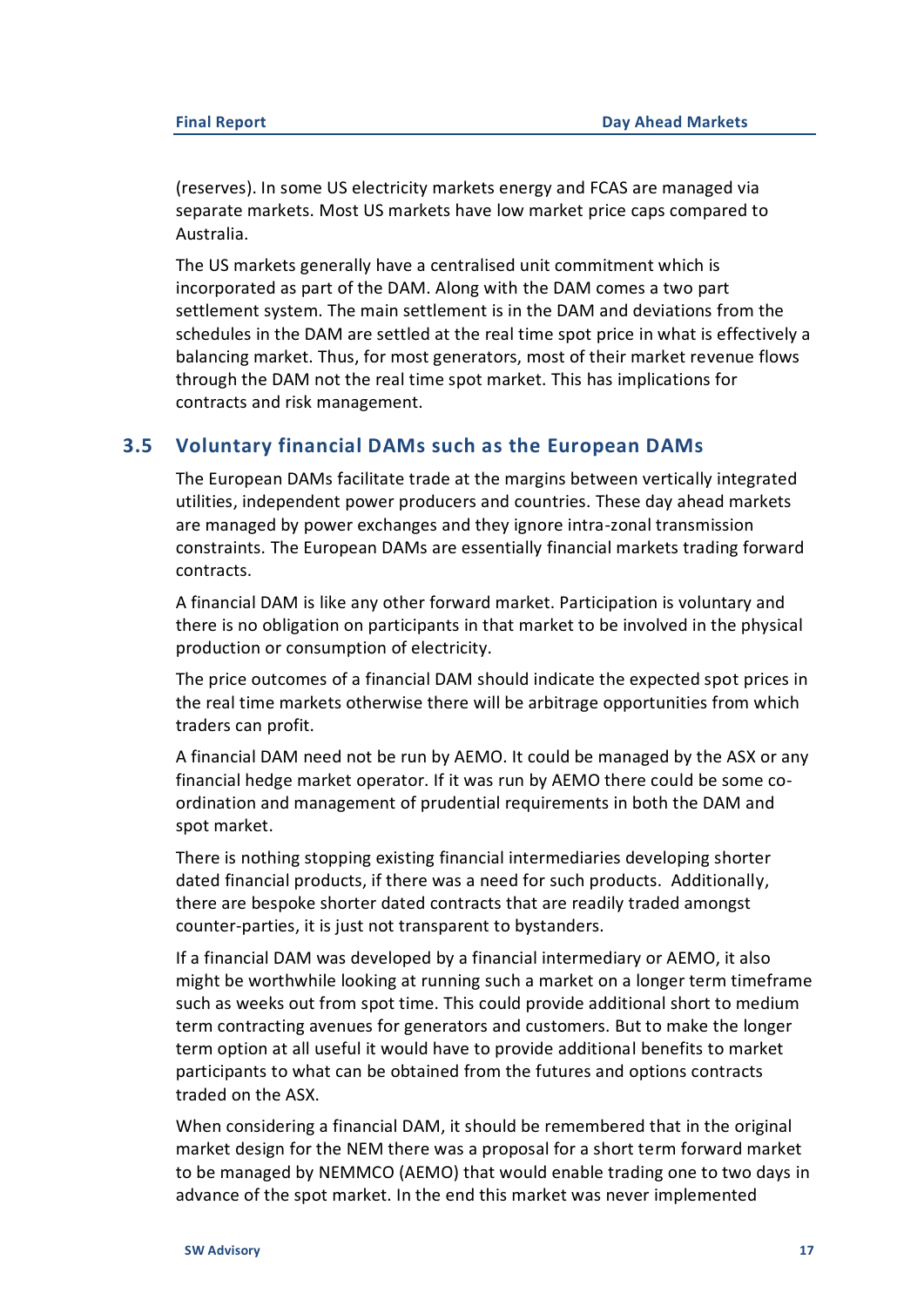(reserves). In some US electricity markets energy and FCAS are managed via separate markets. Most US markets have low market price caps compared to Australia.

The US markets generally have a centralised unit commitment which is incorporated as part of the DAM. Along with the DAM comes a two part settlement system. The main settlement is in the DAM and deviations from the schedules in the DAM are settled at the real time spot price in what is effectively a balancing market. Thus, for most generators, most of their market revenue flows through the DAM not the real time spot market. This has implications for contracts and risk management.

## 3.5 Voluntary financial DAMs such as the European DAMs

The European DAMs facilitate trade at the margins between vertically integrated utilities, independent power producers and countries. These day ahead markets are managed by power exchanges and they ignore intra-zonal transmission constraints. The European DAMs are essentially financial markets trading forward contracts.

A financial DAM is like any other forward market. Participation is voluntary and there is no obligation on participants in that market to be involved in the physical production or consumption of electricity.

The price outcomes of a financial DAM should indicate the expected spot prices in the real time markets otherwise there will be arbitrage opportunities from which traders can profit.

A financial DAM need not be run by AEMO. It could be managed by the ASX or any financial hedge market operator. If it was run by AEMO there could be some co-ordination and management of prudential requirements in both the DAM and spot market.

There is nothing stopping existing financial intermediaries developing shorter dated financial products, if there was a need for such products. Additionally, there are bespoke shorter dated contracts that are readily traded amongst counter-parties, it is just not transparent to bystanders.

If a financial DAM was developed by a financial intermediary or AEMO, it also might be worthwhile looking at running such a market on a longer term timeframe such as weeks out from spot time. This could provide additional short to medium term contracting avenues for generators and customers. But to make the longer term option at all useful it would have to provide additional benefits to market participants to what can be obtained from the futures and options contracts traded on the ASX.

When considering a financial DAM, it should be remembered that in the original market design for the NEM there was a proposal for a short term forward market to be managed by NEMMCO (AEMO) that would enable trading one to two days in advance of the spot market. In the end this market was never implemented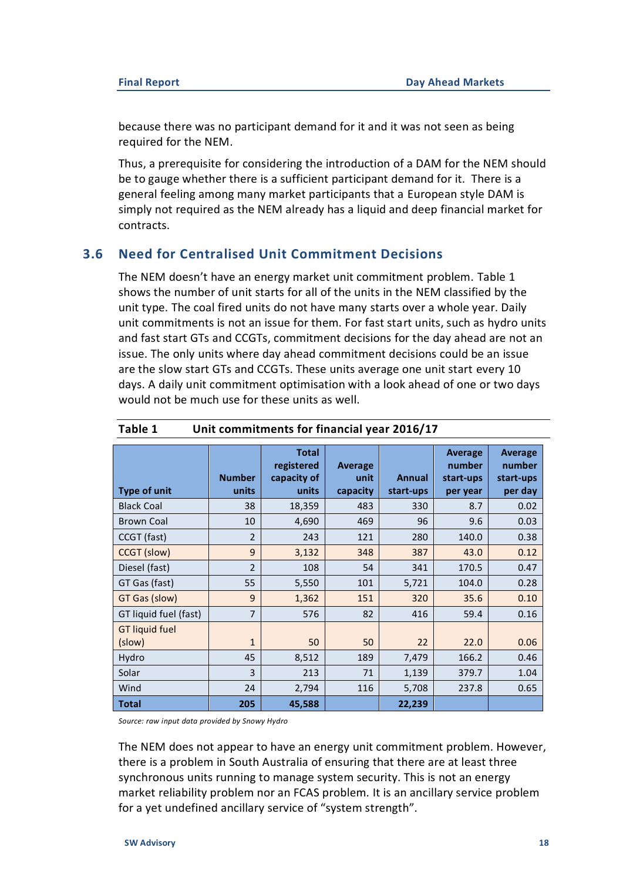because there was no participant demand for it and it was not seen as being required for the NEM.

Thus, a prerequisite for considering the introduction of a DAM for the NEM should be to gauge whether there is a sufficient participant demand for it. There is a general feeling among many market participants that a European style DAM is simply not required as the NEM already has a liquid and deep financial market for contracts.

## 3.6 Need for Centralised Unit Commitment Decisions

The NEM doesn't have an energy market unit commitment problem. Table 1 shows the number of unit starts for all of the units in the NEM classified by the unit type. The coal fired units do not have many starts over a whole year. Daily unit commitments is not an issue for them. For fast start units, such as hydro units and fast start GTs and CCGTs, commitment decisions for the day ahead are not an issue. The only units where day ahead commitment decisions could be an issue are the slow start GTs and CCGTs. These units average one unit start every 10 days. A daily unit commitment optimisation with a look ahead of one or two days would not be much use for these units as well.

**Table 1 Unit commitments for financial year 2016/17**

| Type of unit | Number units | Total registered capacity of units | Average unit capacity | Annual start-ups | Average number start-ups per year | Average number start-ups per day |
|---|---|---|---|---|---|---|
| Black Coal | 38 | 18,359 | 483 | 330 | 8.7 | 0.02 |
| Brown Coal | 10 | 4,690 | 469 | 96 | 9.6 | 0.03 |
| CCGT (fast) | 2 | 243 | 121 | 280 | 140.0 | 0.38 |
| CCGT (slow) | 9 | 3,132 | 348 | 387 | 43.0 | 0.12 |
| Diesel (fast) | 2 | 108 | 54 | 341 | 170.5 | 0.47 |
| GT Gas (fast) | 55 | 5,550 | 101 | 5,721 | 104.0 | 0.28 |
| GT Gas (slow) | 9 | 1,362 | 151 | 320 | 35.6 | 0.10 |
| GT liquid fuel (fast) | 7 | 576 | 82 | 416 | 59.4 | 0.16 |
| GT liquid fuel (slow) | 1 | 50 | 50 | 22 | 22.0 | 0.06 |
| Hydro | 45 | 8,512 | 189 | 7,479 | 166.2 | 0.46 |
| Solar | 3 | 213 | 71 | 1,139 | 379.7 | 1.04 |
| Wind | 24 | 2,794 | 116 | 5,708 | 237.8 | 0.65 |
| **Total** | **205** | **45,588** | | **22,239** | | |

*Source: raw input data provided by Snowy Hydro*

The NEM does not appear to have an energy unit commitment problem. However, there is a problem in South Australia of ensuring that there are at least three synchronous units running to manage system security. This is not an energy market reliability problem nor an FCAS problem. It is an ancillary service problem for a yet undefined ancillary service of "system strength".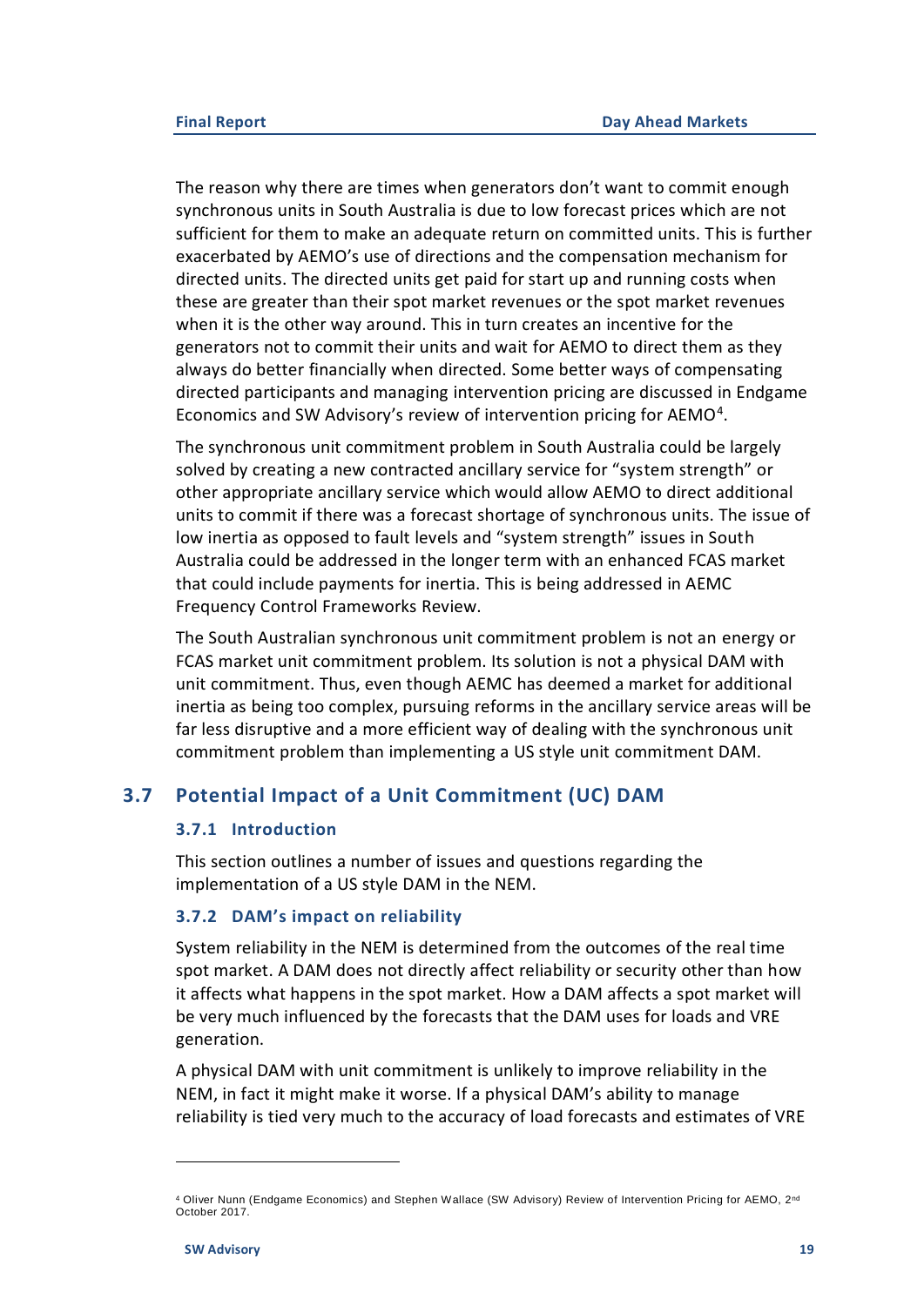The reason why there are times when generators don't want to commit enough synchronous units in South Australia is due to low forecast prices which are not sufficient for them to make an adequate return on committed units. This is further exacerbated by AEMO's use of directions and the compensation mechanism for directed units. The directed units get paid for start up and running costs when these are greater than their spot market revenues or the spot market revenues when it is the other way around. This in turn creates an incentive for the generators not to commit their units and wait for AEMO to direct them as they always do better financially when directed. Some better ways of compensating directed participants and managing intervention pricing are discussed in Endgame Economics and SW Advisory's review of intervention pricing for AEMO[4].

The synchronous unit commitment problem in South Australia could be largely solved by creating a new contracted ancillary service for "system strength" or other appropriate ancillary service which would allow AEMO to direct additional units to commit if there was a forecast shortage of synchronous units. The issue of low inertia as opposed to fault levels and "system strength" issues in South Australia could be addressed in the longer term with an enhanced FCAS market that could include payments for inertia. This is being addressed in AEMC Frequency Control Frameworks Review.

The South Australian synchronous unit commitment problem is not an energy or FCAS market unit commitment problem. Its solution is not a physical DAM with unit commitment. Thus, even though AEMC has deemed a market for additional inertia as being too complex, pursuing reforms in the ancillary service areas will be far less disruptive and a more efficient way of dealing with the synchronous unit commitment problem than implementing a US style unit commitment DAM.

## 3.7 Potential Impact of a Unit Commitment (UC) DAM

### 3.7.1 Introduction

This section outlines a number of issues and questions regarding the implementation of a US style DAM in the NEM.

### 3.7.2 DAM's impact on reliability

System reliability in the NEM is determined from the outcomes of the real time spot market. A DAM does not directly affect reliability or security other than how it affects what happens in the spot market. How a DAM affects a spot market will be very much influenced by the forecasts that the DAM uses for loads and VRE generation.

A physical DAM with unit commitment is unlikely to improve reliability in the NEM, in fact it might make it worse. If a physical DAM's ability to manage reliability is tied very much to the accuracy of load forecasts and estimates of VRE

[4] Oliver Nunn (Endgame Economics) and Stephen Wallace (SW Advisory) Review of Intervention Pricing for AEMO, 2nd October 2017.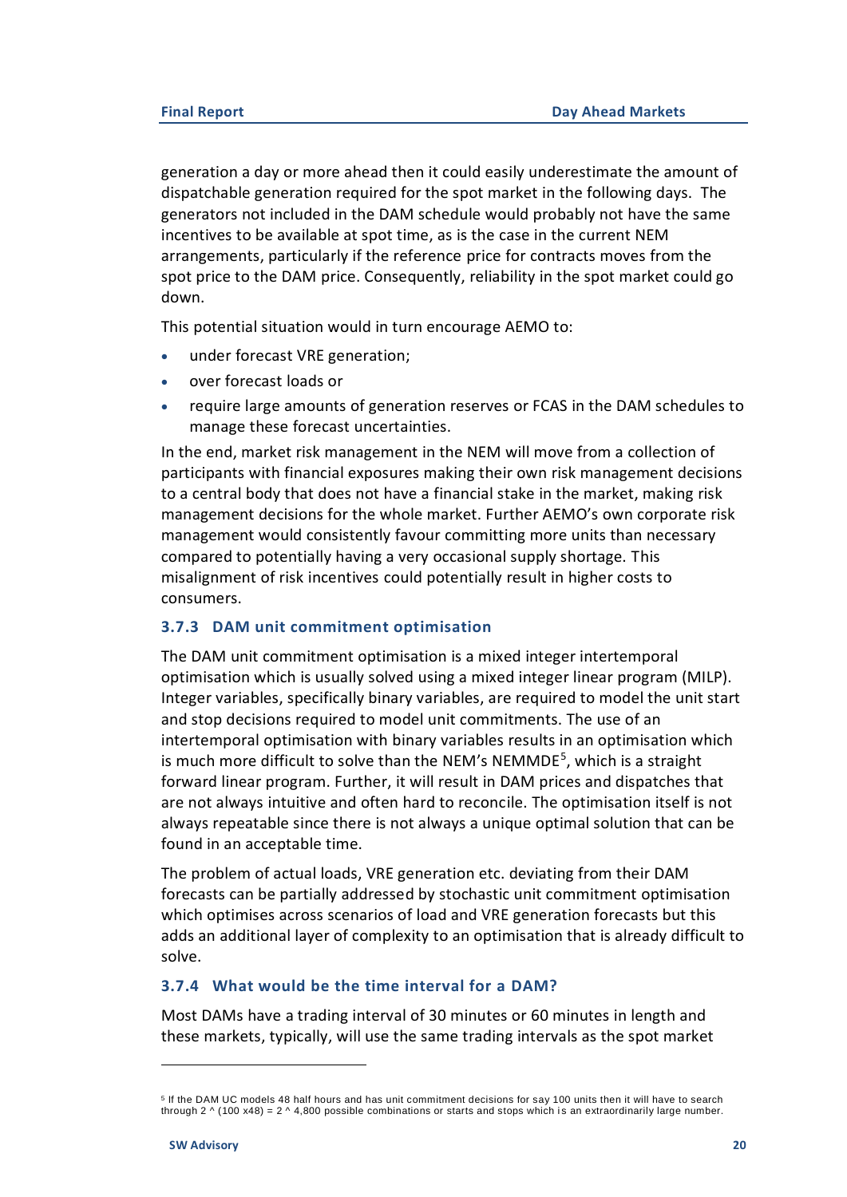generation a day or more ahead then it could easily underestimate the amount of dispatchable generation required for the spot market in the following days. The generators not included in the DAM schedule would probably not have the same incentives to be available at spot time, as is the case in the current NEM arrangements, particularly if the reference price for contracts moves from the spot price to the DAM price. Consequently, reliability in the spot market could go down.

This potential situation would in turn encourage AEMO to:

- under forecast VRE generation;
- over forecast loads or
- require large amounts of generation reserves or FCAS in the DAM schedules to manage these forecast uncertainties.

In the end, market risk management in the NEM will move from a collection of participants with financial exposures making their own risk management decisions to a central body that does not have a financial stake in the market, making risk management decisions for the whole market. Further AEMO's own corporate risk management would consistently favour committing more units than necessary compared to potentially having a very occasional supply shortage. This misalignment of risk incentives could potentially result in higher costs to consumers.

### 3.7.3 DAM unit commitment optimisation

The DAM unit commitment optimisation is a mixed integer intertemporal optimisation which is usually solved using a mixed integer linear program (MILP). Integer variables, specifically binary variables, are required to model the unit start and stop decisions required to model unit commitments. The use of an intertemporal optimisation with binary variables results in an optimisation which is much more difficult to solve than the NEM's NEMMDE[5], which is a straight forward linear program. Further, it will result in DAM prices and dispatches that are not always intuitive and often hard to reconcile. The optimisation itself is not always repeatable since there is not always a unique optimal solution that can be found in an acceptable time.

The problem of actual loads, VRE generation etc. deviating from their DAM forecasts can be partially addressed by stochastic unit commitment optimisation which optimises across scenarios of load and VRE generation forecasts but this adds an additional layer of complexity to an optimisation that is already difficult to solve.

### 3.7.4 What would be the time interval for a DAM?

Most DAMs have a trading interval of 30 minutes or 60 minutes in length and these markets, typically, will use the same trading intervals as the spot market

---

[5] If the DAM UC models 48 half hours and has unit commitment decisions for say 100 units then it will have to search through 2 ^ (100 x48) = 2 ^ 4,800 possible combinations or starts and stops which is an extraordinarily large number.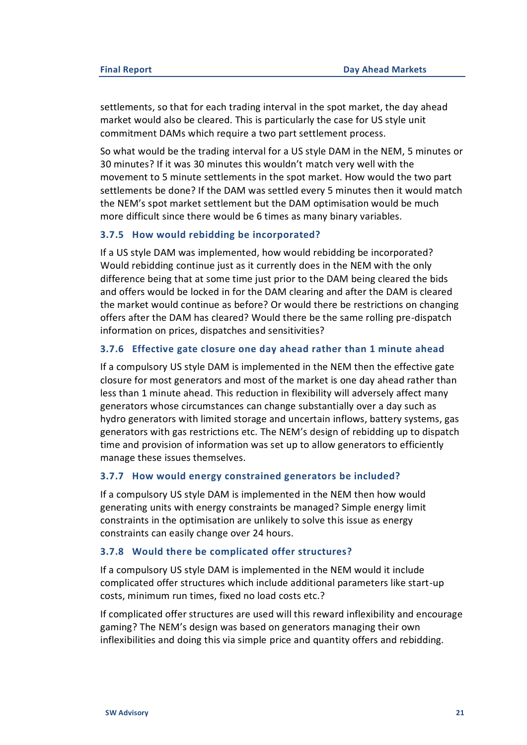settlements, so that for each trading interval in the spot market, the day ahead market would also be cleared. This is particularly the case for US style unit commitment DAMs which require a two part settlement process.

So what would be the trading interval for a US style DAM in the NEM, 5 minutes or 30 minutes? If it was 30 minutes this wouldn't match very well with the movement to 5 minute settlements in the spot market. How would the two part settlements be done? If the DAM was settled every 5 minutes then it would match the NEM's spot market settlement but the DAM optimisation would be much more difficult since there would be 6 times as many binary variables.

### 3.7.5 How would rebidding be incorporated?

If a US style DAM was implemented, how would rebidding be incorporated? Would rebidding continue just as it currently does in the NEM with the only difference being that at some time just prior to the DAM being cleared the bids and offers would be locked in for the DAM clearing and after the DAM is cleared the market would continue as before? Or would there be restrictions on changing offers after the DAM has cleared? Would there be the same rolling pre-dispatch information on prices, dispatches and sensitivities?

### 3.7.6 Effective gate closure one day ahead rather than 1 minute ahead

If a compulsory US style DAM is implemented in the NEM then the effective gate closure for most generators and most of the market is one day ahead rather than less than 1 minute ahead. This reduction in flexibility will adversely affect many generators whose circumstances can change substantially over a day such as hydro generators with limited storage and uncertain inflows, battery systems, gas generators with gas restrictions etc. The NEM's design of rebidding up to dispatch time and provision of information was set up to allow generators to efficiently manage these issues themselves.

### 3.7.7 How would energy constrained generators be included?

If a compulsory US style DAM is implemented in the NEM then how would generating units with energy constraints be managed? Simple energy limit constraints in the optimisation are unlikely to solve this issue as energy constraints can easily change over 24 hours.

### 3.7.8 Would there be complicated offer structures?

If a compulsory US style DAM is implemented in the NEM would it include complicated offer structures which include additional parameters like start-up costs, minimum run times, fixed no load costs etc.?

If complicated offer structures are used will this reward inflexibility and encourage gaming? The NEM's design was based on generators managing their own inflexibilities and doing this via simple price and quantity offers and rebidding.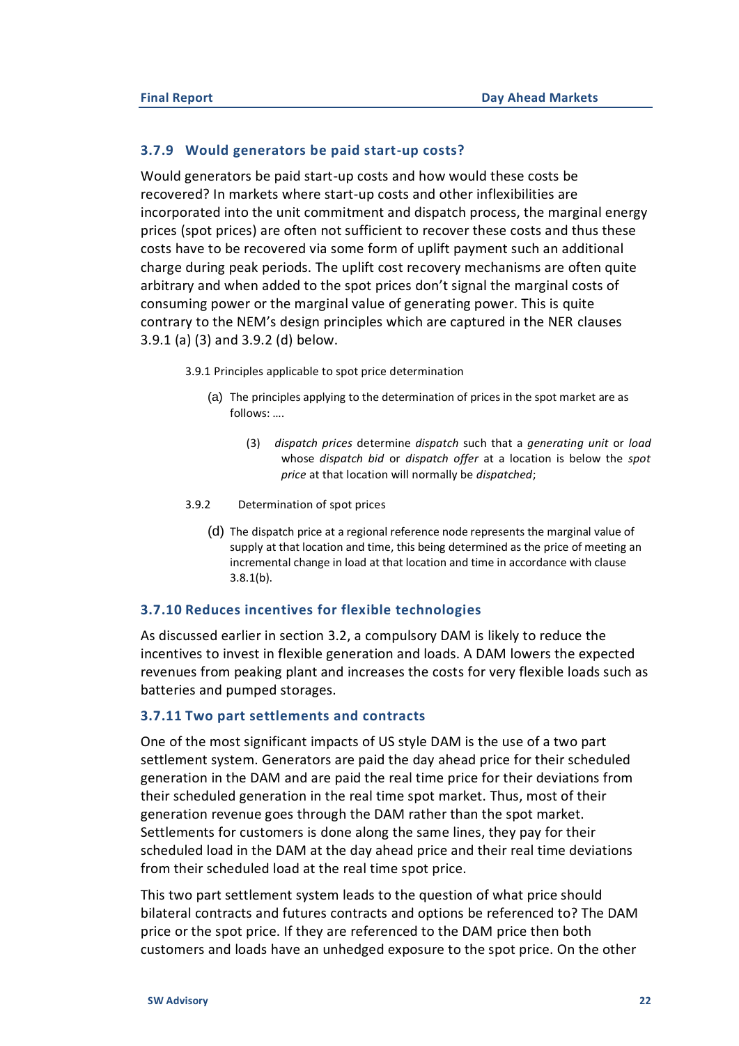### 3.7.9 Would generators be paid start-up costs?

Would generators be paid start-up costs and how would these costs be recovered? In markets where start-up costs and other inflexibilities are incorporated into the unit commitment and dispatch process, the marginal energy prices (spot prices) are often not sufficient to recover these costs and thus these costs have to be recovered via some form of uplift payment such an additional charge during peak periods. The uplift cost recovery mechanisms are often quite arbitrary and when added to the spot prices don't signal the marginal costs of consuming power or the marginal value of generating power. This is quite contrary to the NEM's design principles which are captured in the NER clauses 3.9.1 (a) (3) and 3.9.2 (d) below.

> 3.9.1 Principles applicable to spot price determination
>
> (a) The principles applying to the determination of prices in the spot market are as follows: ….
>
> (3) *dispatch prices* determine *dispatch* such that a *generating unit* or *load* whose *dispatch bid* or *dispatch offer* at a location is below the *spot price* at that location will normally be *dispatched*;
>
> 3.9.2 Determination of spot prices
>
> (d) The dispatch price at a regional reference node represents the marginal value of supply at that location and time, this being determined as the price of meeting an incremental change in load at that location and time in accordance with clause 3.8.1(b).

### 3.7.10 Reduces incentives for flexible technologies

As discussed earlier in section 3.2, a compulsory DAM is likely to reduce the incentives to invest in flexible generation and loads. A DAM lowers the expected revenues from peaking plant and increases the costs for very flexible loads such as batteries and pumped storages.

### 3.7.11 Two part settlements and contracts

One of the most significant impacts of US style DAM is the use of a two part settlement system. Generators are paid the day ahead price for their scheduled generation in the DAM and are paid the real time price for their deviations from their scheduled generation in the real time spot market. Thus, most of their generation revenue goes through the DAM rather than the spot market. Settlements for customers is done along the same lines, they pay for their scheduled load in the DAM at the day ahead price and their real time deviations from their scheduled load at the real time spot price.

This two part settlement system leads to the question of what price should bilateral contracts and futures contracts and options be referenced to? The DAM price or the spot price. If they are referenced to the DAM price then both customers and loads have an unhedged exposure to the spot price. On the other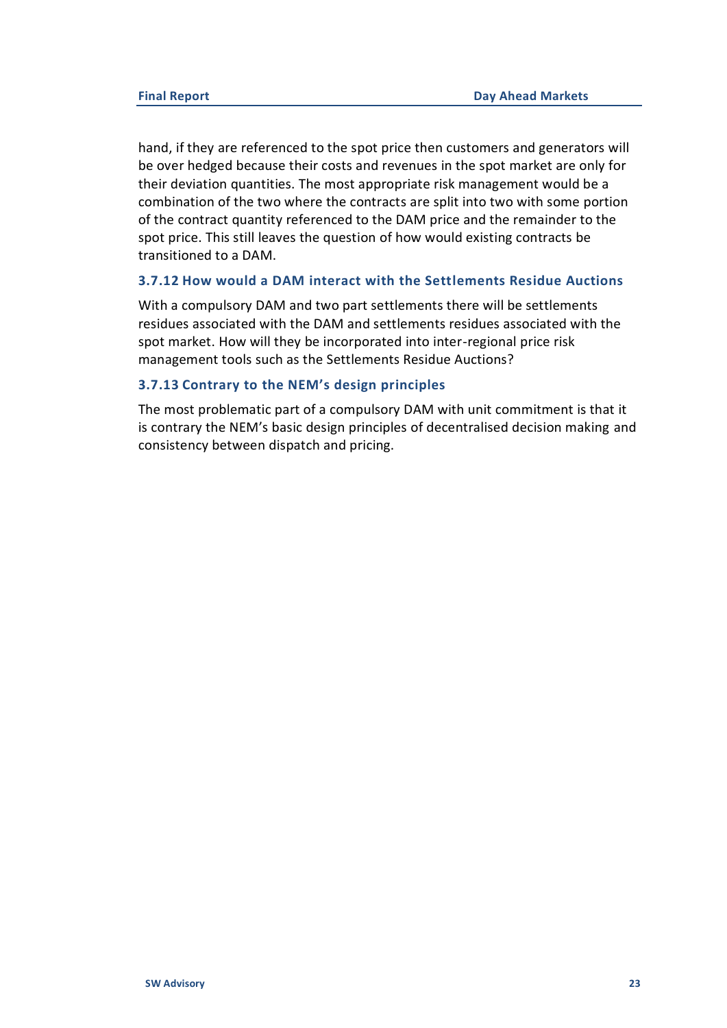hand, if they are referenced to the spot price then customers and generators will be over hedged because their costs and revenues in the spot market are only for their deviation quantities. The most appropriate risk management would be a combination of the two where the contracts are split into two with some portion of the contract quantity referenced to the DAM price and the remainder to the spot price. This still leaves the question of how would existing contracts be transitioned to a DAM.

### 3.7.12 How would a DAM interact with the Settlements Residue Auctions

With a compulsory DAM and two part settlements there will be settlements residues associated with the DAM and settlements residues associated with the spot market. How will they be incorporated into inter-regional price risk management tools such as the Settlements Residue Auctions?

### 3.7.13 Contrary to the NEM's design principles

The most problematic part of a compulsory DAM with unit commitment is that it is contrary the NEM's basic design principles of decentralised decision making and consistency between dispatch and pricing.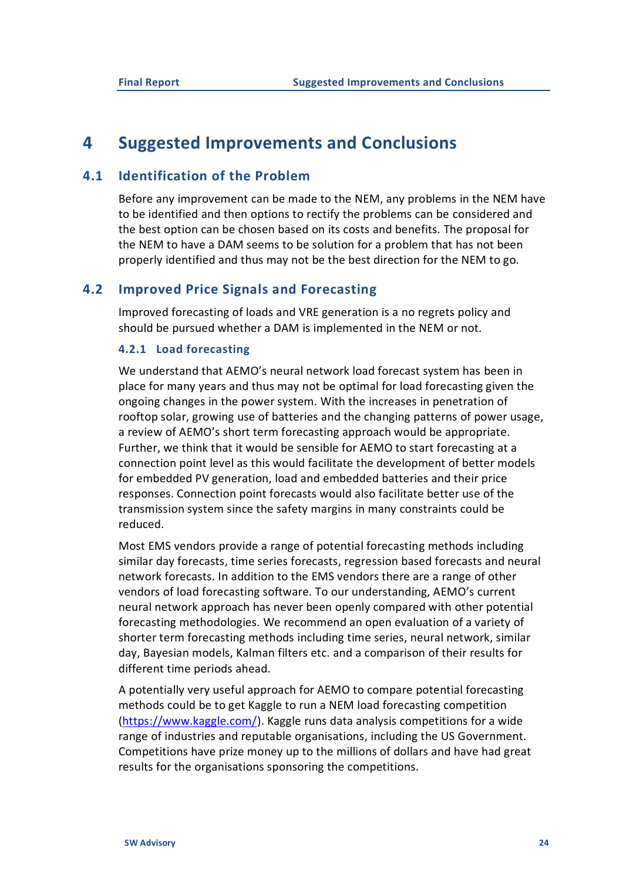# 4 Suggested Improvements and Conclusions

## 4.1 Identification of the Problem

Before any improvement can be made to the NEM, any problems in the NEM have to be identified and then options to rectify the problems can be considered and the best option can be chosen based on its costs and benefits. The proposal for the NEM to have a DAM seems to be solution for a problem that has not been properly identified and thus may not be the best direction for the NEM to go.

## 4.2 Improved Price Signals and Forecasting

Improved forecasting of loads and VRE generation is a no regrets policy and should be pursued whether a DAM is implemented in the NEM or not.

### 4.2.1 Load forecasting

We understand that AEMO's neural network load forecast system has been in place for many years and thus may not be optimal for load forecasting given the ongoing changes in the power system. With the increases in penetration of rooftop solar, growing use of batteries and the changing patterns of power usage, a review of AEMO's short term forecasting approach would be appropriate. Further, we think that it would be sensible for AEMO to start forecasting at a connection point level as this would facilitate the development of better models for embedded PV generation, load and embedded batteries and their price responses. Connection point forecasts would also facilitate better use of the transmission system since the safety margins in many constraints could be reduced.

Most EMS vendors provide a range of potential forecasting methods including similar day forecasts, time series forecasts, regression based forecasts and neural network forecasts. In addition to the EMS vendors there are a range of other vendors of load forecasting software. To our understanding, AEMO's current neural network approach has never been openly compared with other potential forecasting methodologies. We recommend an open evaluation of a variety of shorter term forecasting methods including time series, neural network, similar day, Bayesian models, Kalman filters etc. and a comparison of their results for different time periods ahead.

A potentially very useful approach for AEMO to compare potential forecasting methods could be to get Kaggle to run a NEM load forecasting competition (https://www.kaggle.com/). Kaggle runs data analysis competitions for a wide range of industries and reputable organisations, including the US Government. Competitions have prize money up to the millions of dollars and have had great results for the organisations sponsoring the competitions.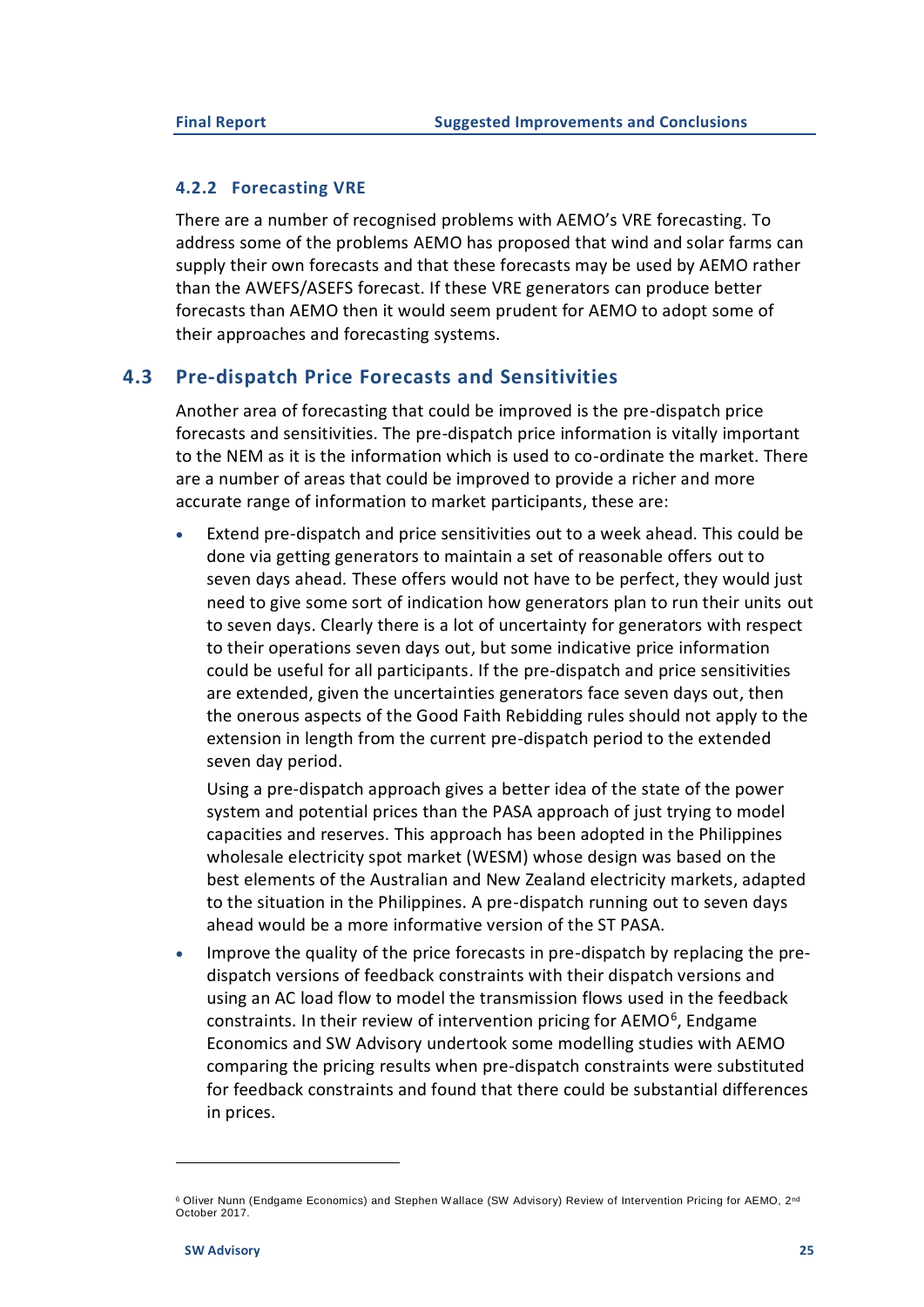### 4.2.2 Forecasting VRE

There are a number of recognised problems with AEMO's VRE forecasting. To address some of the problems AEMO has proposed that wind and solar farms can supply their own forecasts and that these forecasts may be used by AEMO rather than the AWEFS/ASEFS forecast. If these VRE generators can produce better forecasts than AEMO then it would seem prudent for AEMO to adopt some of their approaches and forecasting systems.

## 4.3 Pre-dispatch Price Forecasts and Sensitivities

Another area of forecasting that could be improved is the pre-dispatch price forecasts and sensitivities. The pre-dispatch price information is vitally important to the NEM as it is the information which is used to co-ordinate the market. There are a number of areas that could be improved to provide a richer and more accurate range of information to market participants, these are:

- Extend pre-dispatch and price sensitivities out to a week ahead. This could be done via getting generators to maintain a set of reasonable offers out to seven days ahead. These offers would not have to be perfect, they would just need to give some sort of indication how generators plan to run their units out to seven days. Clearly there is a lot of uncertainty for generators with respect to their operations seven days out, but some indicative price information could be useful for all participants. If the pre-dispatch and price sensitivities are extended, given the uncertainties generators face seven days out, then the onerous aspects of the Good Faith Rebidding rules should not apply to the extension in length from the current pre-dispatch period to the extended seven day period.

  Using a pre-dispatch approach gives a better idea of the state of the power system and potential prices than the PASA approach of just trying to model capacities and reserves. This approach has been adopted in the Philippines wholesale electricity spot market (WESM) whose design was based on the best elements of the Australian and New Zealand electricity markets, adapted to the situation in the Philippines. A pre-dispatch running out to seven days ahead would be a more informative version of the ST PASA.

- Improve the quality of the price forecasts in pre-dispatch by replacing the pre-dispatch versions of feedback constraints with their dispatch versions and using an AC load flow to model the transmission flows used in the feedback constraints. In their review of intervention pricing for AEMO[6], Endgame Economics and SW Advisory undertook some modelling studies with AEMO comparing the pricing results when pre-dispatch constraints were substituted for feedback constraints and found that there could be substantial differences in prices.

[6] Oliver Nunn (Endgame Economics) and Stephen Wallace (SW Advisory) Review of Intervention Pricing for AEMO, 2nd October 2017.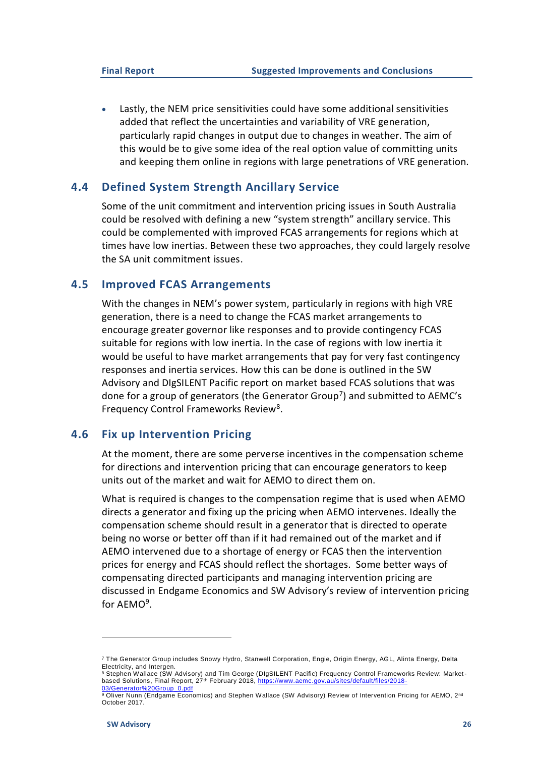- Lastly, the NEM price sensitivities could have some additional sensitivities added that reflect the uncertainties and variability of VRE generation, particularly rapid changes in output due to changes in weather. The aim of this would be to give some idea of the real option value of committing units and keeping them online in regions with large penetrations of VRE generation.

## 4.4 Defined System Strength Ancillary Service

Some of the unit commitment and intervention pricing issues in South Australia could be resolved with defining a new "system strength" ancillary service. This could be complemented with improved FCAS arrangements for regions which at times have low inertias. Between these two approaches, they could largely resolve the SA unit commitment issues.

## 4.5 Improved FCAS Arrangements

With the changes in NEM's power system, particularly in regions with high VRE generation, there is a need to change the FCAS market arrangements to encourage greater governor like responses and to provide contingency FCAS suitable for regions with low inertia. In the case of regions with low inertia it would be useful to have market arrangements that pay for very fast contingency responses and inertia services. How this can be done is outlined in the SW Advisory and DIgSILENT Pacific report on market based FCAS solutions that was done for a group of generators (the Generator Group[7]) and submitted to AEMC's Frequency Control Frameworks Review[8].

## 4.6 Fix up Intervention Pricing

At the moment, there are some perverse incentives in the compensation scheme for directions and intervention pricing that can encourage generators to keep units out of the market and wait for AEMO to direct them on.

What is required is changes to the compensation regime that is used when AEMO directs a generator and fixing up the pricing when AEMO intervenes. Ideally the compensation scheme should result in a generator that is directed to operate being no worse or better off than if it had remained out of the market and if AEMO intervened due to a shortage of energy or FCAS then the intervention prices for energy and FCAS should reflect the shortages. Some better ways of compensating directed participants and managing intervention pricing are discussed in Endgame Economics and SW Advisory's review of intervention pricing for AEMO[9].

---

[7] The Generator Group includes Snowy Hydro, Stanwell Corporation, Engie, Origin Energy, AGL, Alinta Energy, Delta Electricity, and Intergen.

[8] Stephen Wallace (SW Advisory) and Tim George (DIgSILENT Pacific) Frequency Control Frameworks Review: Market-based Solutions, Final Report, 27th February 2018, https://www.aemc.gov.au/sites/default/files/2018-03/Generator%20Group_0.pdf

[9] Oliver Nunn (Endgame Economics) and Stephen Wallace (SW Advisory) Review of Intervention Pricing for AEMO, 2nd October 2017.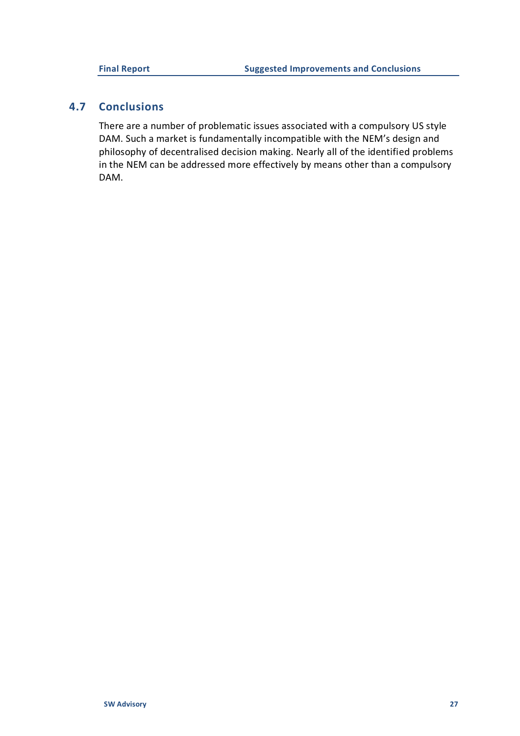## 4.7 Conclusions

There are a number of problematic issues associated with a compulsory US style DAM. Such a market is fundamentally incompatible with the NEM's design and philosophy of decentralised decision making. Nearly all of the identified problems in the NEM can be addressed more effectively by means other than a compulsory DAM.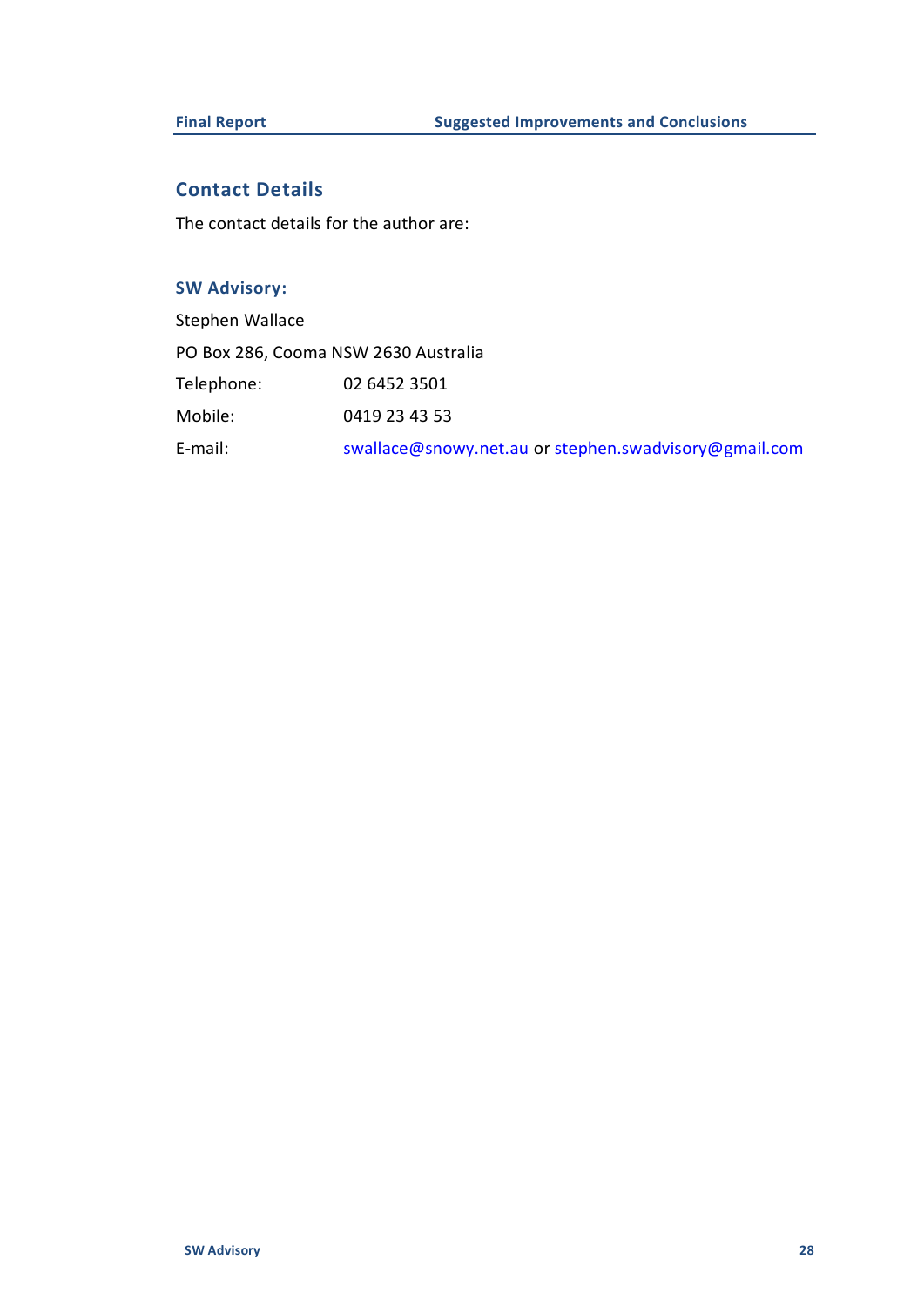## Contact Details

The contact details for the author are:

### SW Advisory:

Stephen Wallace

PO Box 286, Cooma NSW 2630 Australia

| | |
|---|---|
| Telephone: | 02 6452 3501 |
| Mobile: | 0419 23 43 53 |
| E-mail: | swallace@snowy.net.au or stephen.swadvisory@gmail.com |